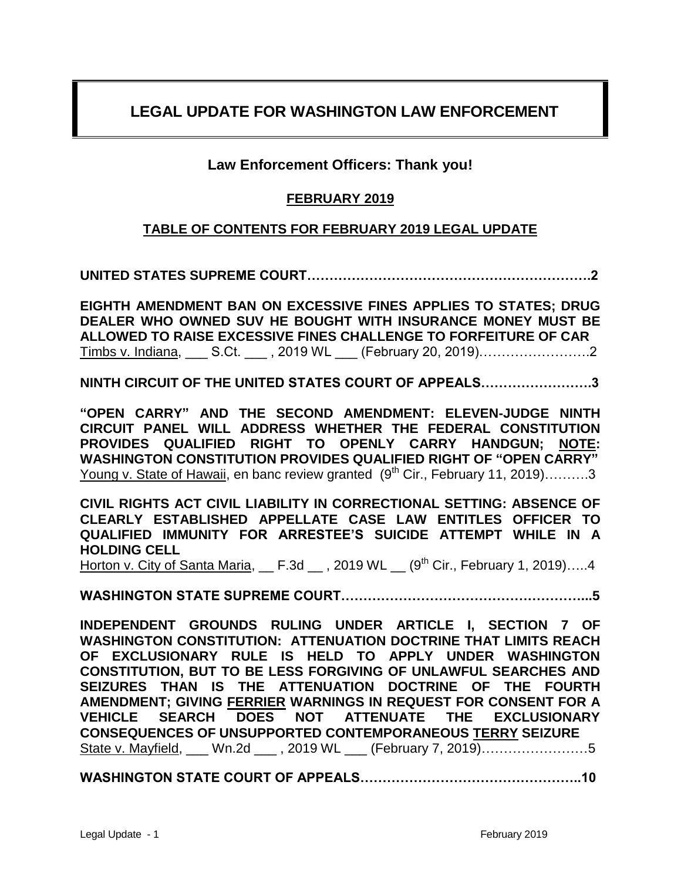# LEGAL UPDATE FOR WASHINGTON LAW ENFORCEMENT

**Law Enforcement Officers: Thank you!**

**FEBRUARY 2019**

**TABLE OF CONTENTS FOR FEBRUARY 2019 LEGAL UPDATE**

**UNITED STATES SUPREME COURT……………………………………………………….2**

**EIGHTH AMENDMENT BAN ON EXCESSIVE FINES APPLIES TO STATES; DRUG DEALER WHO OWNED SUV HE BOUGHT WITH INSURANCE MONEY MUST BE ALLOWED TO RAISE EXCESSIVE FINES CHALLENGE TO FORFEITURE OF CAR**
Timbs v. Indiana, ___ S.Ct. ___ , 2019 WL ___ (February 20, 2019)…………………….2

**NINTH CIRCUIT OF THE UNITED STATES COURT OF APPEALS…………………….3**

**"OPEN CARRY" AND THE SECOND AMENDMENT: ELEVEN-JUDGE NINTH CIRCUIT PANEL WILL ADDRESS WHETHER THE FEDERAL CONSTITUTION PROVIDES QUALIFIED RIGHT TO OPENLY CARRY HANDGUN; NOTE: WASHINGTON CONSTITUTION PROVIDES QUALIFIED RIGHT OF "OPEN CARRY"**
Young v. State of Hawaii, en banc review granted (9th Cir., February 11, 2019)……….3

**CIVIL RIGHTS ACT CIVIL LIABILITY IN CORRECTIONAL SETTING: ABSENCE OF CLEARLY ESTABLISHED APPELLATE CASE LAW ENTITLES OFFICER TO QUALIFIED IMMUNITY FOR ARRESTEE'S SUICIDE ATTEMPT WHILE IN A HOLDING CELL**
Horton v. City of Santa Maria, __ F.3d __ , 2019 WL __ (9th Cir., February 1, 2019)…..4

**WASHINGTON STATE SUPREME COURT………………………………………………...5**

**INDEPENDENT GROUNDS RULING UNDER ARTICLE I, SECTION 7 OF WASHINGTON CONSTITUTION: ATTENUATION DOCTRINE THAT LIMITS REACH OF EXCLUSIONARY RULE IS HELD TO APPLY UNDER WASHINGTON CONSTITUTION, BUT TO BE LESS FORGIVING OF UNLAWFUL SEARCHES AND SEIZURES THAN IS THE ATTENUATION DOCTRINE OF THE FOURTH AMENDMENT; GIVING FERRIER WARNINGS IN REQUEST FOR CONSENT FOR A VEHICLE SEARCH DOES NOT ATTENUATE THE EXCLUSIONARY CONSEQUENCES OF UNSUPPORTED CONTEMPORANEOUS TERRY SEIZURE**
State v. Mayfield, ___ Wn.2d ___ , 2019 WL ___ (February 7, 2019)……………………5

**WASHINGTON STATE COURT OF APPEALS…………………………………………..10**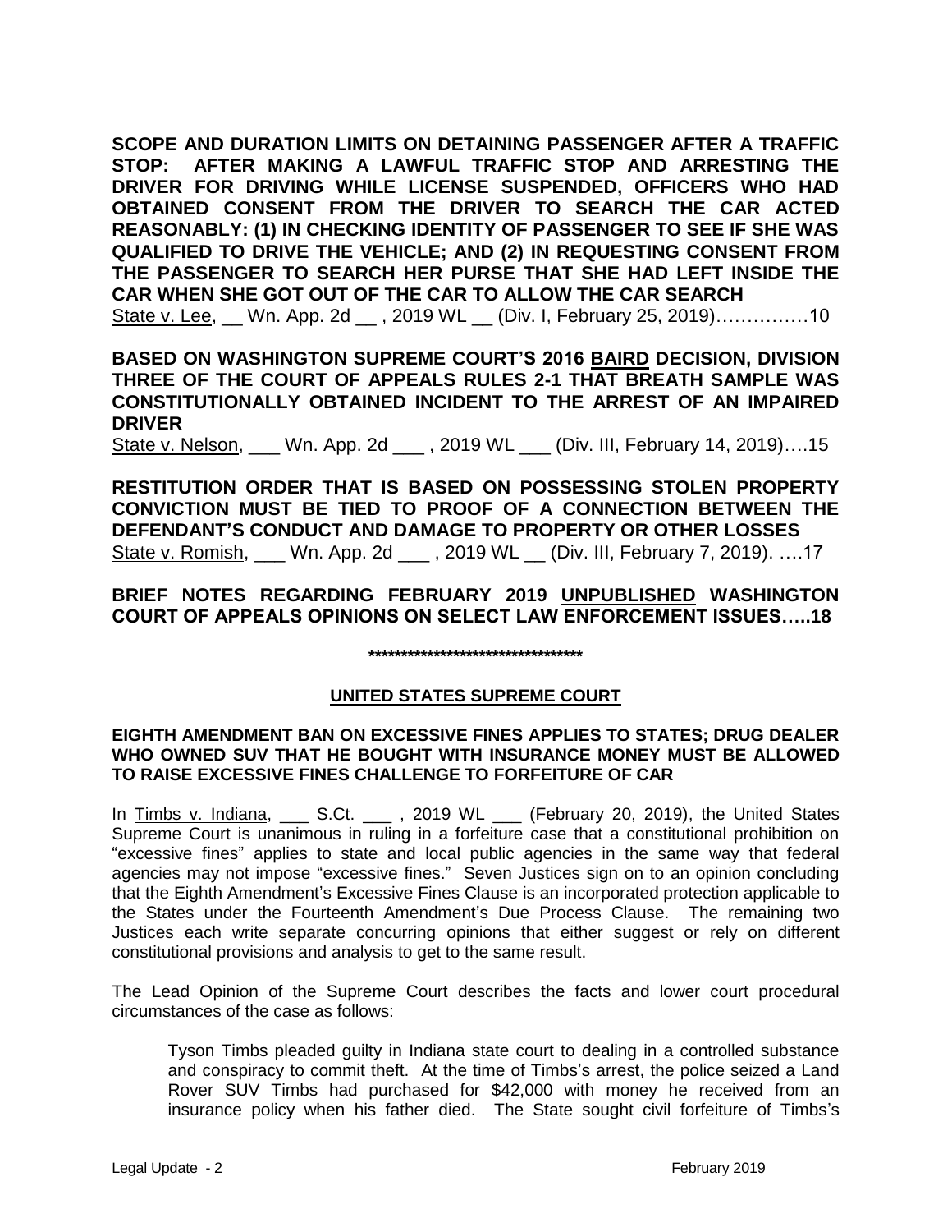**SCOPE AND DURATION LIMITS ON DETAINING PASSENGER AFTER A TRAFFIC STOP: AFTER MAKING A LAWFUL TRAFFIC STOP AND ARRESTING THE DRIVER FOR DRIVING WHILE LICENSE SUSPENDED, OFFICERS WHO HAD OBTAINED CONSENT FROM THE DRIVER TO SEARCH THE CAR ACTED REASONABLY: (1) IN CHECKING IDENTITY OF PASSENGER TO SEE IF SHE WAS QUALIFIED TO DRIVE THE VEHICLE; AND (2) IN REQUESTING CONSENT FROM THE PASSENGER TO SEARCH HER PURSE THAT SHE HAD LEFT INSIDE THE CAR WHEN SHE GOT OUT OF THE CAR TO ALLOW THE CAR SEARCH**
State v. Lee, __ Wn. App. 2d __ , 2019 WL __ (Div. I, February 25, 2019)……………10

**BASED ON WASHINGTON SUPREME COURT'S 2016 BAIRD DECISION, DIVISION THREE OF THE COURT OF APPEALS RULES 2-1 THAT BREATH SAMPLE WAS CONSTITUTIONALLY OBTAINED INCIDENT TO THE ARREST OF AN IMPAIRED DRIVER**
State v. Nelson, ___ Wn. App. 2d ___ , 2019 WL ___ (Div. III, February 14, 2019)….15

**RESTITUTION ORDER THAT IS BASED ON POSSESSING STOLEN PROPERTY CONVICTION MUST BE TIED TO PROOF OF A CONNECTION BETWEEN THE DEFENDANT'S CONDUCT AND DAMAGE TO PROPERTY OR OTHER LOSSES**
State v. Romish, ___ Wn. App. 2d ___ , 2019 WL __ (Div. III, February 7, 2019). ….17

**BRIEF NOTES REGARDING FEBRUARY 2019 UNPUBLISHED WASHINGTON COURT OF APPEALS OPINIONS ON SELECT LAW ENFORCEMENT ISSUES…..18**

**********************************

## UNITED STATES SUPREME COURT

### EIGHTH AMENDMENT BAN ON EXCESSIVE FINES APPLIES TO STATES; DRUG DEALER WHO OWNED SUV THAT HE BOUGHT WITH INSURANCE MONEY MUST BE ALLOWED TO RAISE EXCESSIVE FINES CHALLENGE TO FORFEITURE OF CAR

In Timbs v. Indiana, ___ S.Ct. ___ , 2019 WL ___ (February 20, 2019), the United States Supreme Court is unanimous in ruling in a forfeiture case that a constitutional prohibition on "excessive fines" applies to state and local public agencies in the same way that federal agencies may not impose "excessive fines." Seven Justices sign on to an opinion concluding that the Eighth Amendment's Excessive Fines Clause is an incorporated protection applicable to the States under the Fourteenth Amendment's Due Process Clause. The remaining two Justices each write separate concurring opinions that either suggest or rely on different constitutional provisions and analysis to get to the same result.

The Lead Opinion of the Supreme Court describes the facts and lower court procedural circumstances of the case as follows:

> Tyson Timbs pleaded guilty in Indiana state court to dealing in a controlled substance and conspiracy to commit theft. At the time of Timbs's arrest, the police seized a Land Rover SUV Timbs had purchased for $42,000 with money he received from an insurance policy when his father died. The State sought civil forfeiture of Timbs's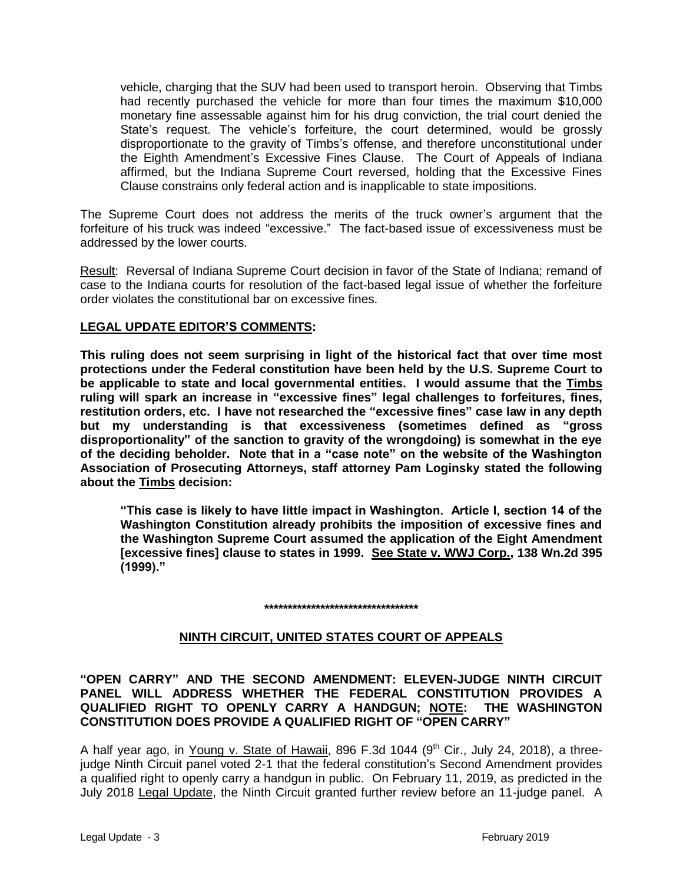> vehicle, charging that the SUV had been used to transport heroin. Observing that Timbs had recently purchased the vehicle for more than four times the maximum $10,000 monetary fine assessable against him for his drug conviction, the trial court denied the State's request. The vehicle's forfeiture, the court determined, would be grossly disproportionate to the gravity of Timbs's offense, and therefore unconstitutional under the Eighth Amendment's Excessive Fines Clause. The Court of Appeals of Indiana affirmed, but the Indiana Supreme Court reversed, holding that the Excessive Fines Clause constrains only federal action and is inapplicable to state impositions.

The Supreme Court does not address the merits of the truck owner's argument that the forfeiture of his truck was indeed "excessive." The fact-based issue of excessiveness must be addressed by the lower courts.

Result: Reversal of Indiana Supreme Court decision in favor of the State of Indiana; remand of case to the Indiana courts for resolution of the fact-based legal issue of whether the forfeiture order violates the constitutional bar on excessive fines.

**LEGAL UPDATE EDITOR'S COMMENTS:**

**This ruling does not seem surprising in light of the historical fact that over time most protections under the Federal constitution have been held by the U.S. Supreme Court to be applicable to state and local governmental entities. I would assume that the Timbs ruling will spark an increase in "excessive fines" legal challenges to forfeitures, fines, restitution orders, etc. I have not researched the "excessive fines" case law in any depth but my understanding is that excessiveness (sometimes defined as "gross disproportionality" of the sanction to gravity of the wrongdoing) is somewhat in the eye of the deciding beholder. Note that in a "case note" on the website of the Washington Association of Prosecuting Attorneys, staff attorney Pam Loginsky stated the following about the Timbs decision:**

> **"This case is likely to have little impact in Washington. Article I, section 14 of the Washington Constitution already prohibits the imposition of excessive fines and the Washington Supreme Court assumed the application of the Eight Amendment [excessive fines] clause to states in 1999. See State v. WWJ Corp., 138 Wn.2d 395 (1999)."**

**********************************

## NINTH CIRCUIT, UNITED STATES COURT OF APPEALS

**"OPEN CARRY" AND THE SECOND AMENDMENT: ELEVEN-JUDGE NINTH CIRCUIT PANEL WILL ADDRESS WHETHER THE FEDERAL CONSTITUTION PROVIDES A QUALIFIED RIGHT TO OPENLY CARRY A HANDGUN; NOTE: THE WASHINGTON CONSTITUTION DOES PROVIDE A QUALIFIED RIGHT OF "OPEN CARRY"**

A half year ago, in Young v. State of Hawaii, 896 F.3d 1044 (9th Cir., July 24, 2018), a three-judge Ninth Circuit panel voted 2-1 that the federal constitution's Second Amendment provides a qualified right to openly carry a handgun in public. On February 11, 2019, as predicted in the July 2018 Legal Update, the Ninth Circuit granted further review before an 11-judge panel. A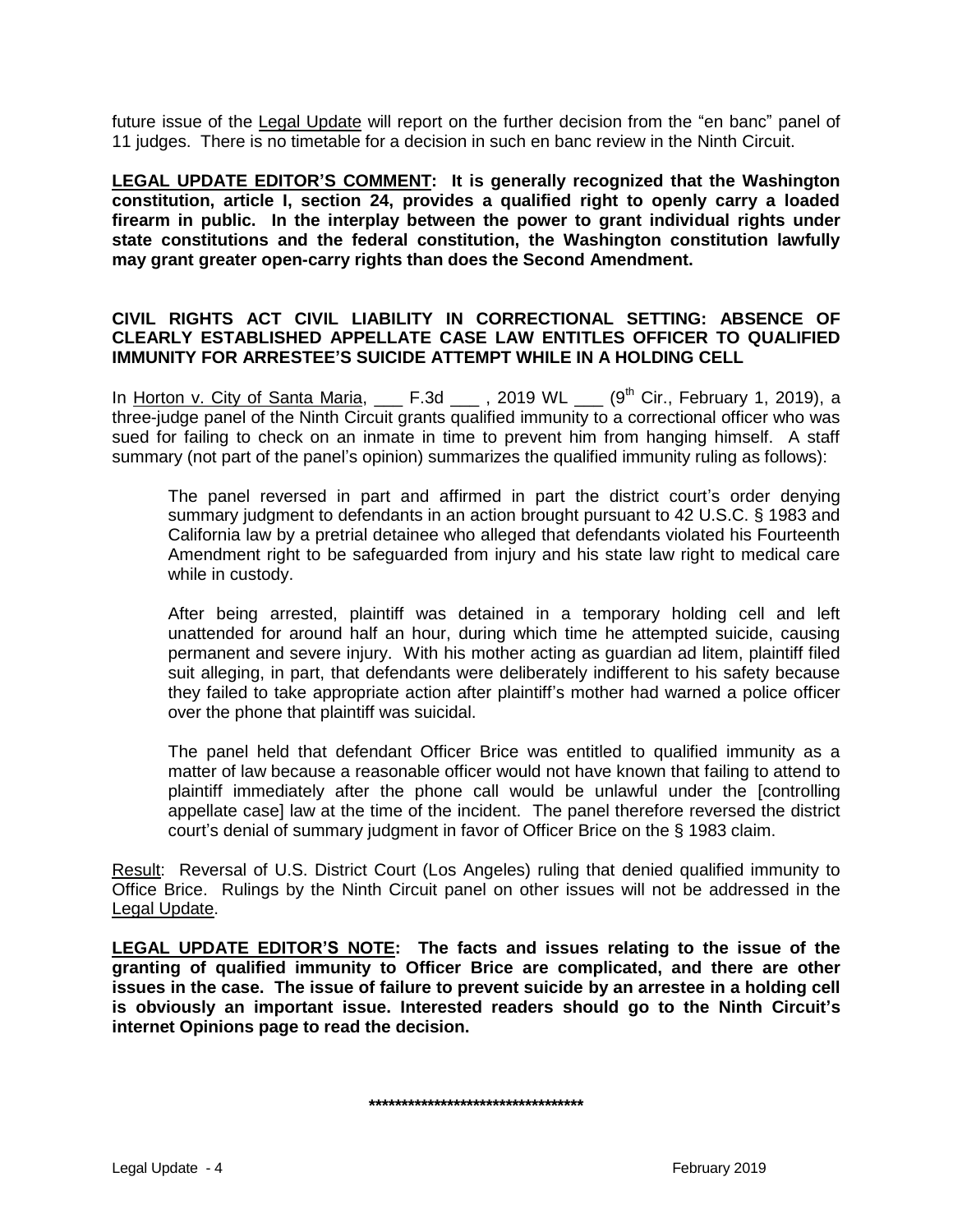future issue of the Legal Update will report on the further decision from the "en banc" panel of 11 judges. There is no timetable for a decision in such en banc review in the Ninth Circuit.

**LEGAL UPDATE EDITOR'S COMMENT: It is generally recognized that the Washington constitution, article I, section 24, provides a qualified right to openly carry a loaded firearm in public. In the interplay between the power to grant individual rights under state constitutions and the federal constitution, the Washington constitution lawfully may grant greater open-carry rights than does the Second Amendment.**

## CIVIL RIGHTS ACT CIVIL LIABILITY IN CORRECTIONAL SETTING: ABSENCE OF CLEARLY ESTABLISHED APPELLATE CASE LAW ENTITLES OFFICER TO QUALIFIED IMMUNITY FOR ARRESTEE'S SUICIDE ATTEMPT WHILE IN A HOLDING CELL

In Horton v. City of Santa Maria, ___ F.3d ___ , 2019 WL ___ (9th Cir., February 1, 2019), a three-judge panel of the Ninth Circuit grants qualified immunity to a correctional officer who was sued for failing to check on an inmate in time to prevent him from hanging himself. A staff summary (not part of the panel's opinion) summarizes the qualified immunity ruling as follows):

> The panel reversed in part and affirmed in part the district court's order denying summary judgment to defendants in an action brought pursuant to 42 U.S.C. § 1983 and California law by a pretrial detainee who alleged that defendants violated his Fourteenth Amendment right to be safeguarded from injury and his state law right to medical care while in custody.
>
> After being arrested, plaintiff was detained in a temporary holding cell and left unattended for around half an hour, during which time he attempted suicide, causing permanent and severe injury. With his mother acting as guardian ad litem, plaintiff filed suit alleging, in part, that defendants were deliberately indifferent to his safety because they failed to take appropriate action after plaintiff's mother had warned a police officer over the phone that plaintiff was suicidal.
>
> The panel held that defendant Officer Brice was entitled to qualified immunity as a matter of law because a reasonable officer would not have known that failing to attend to plaintiff immediately after the phone call would be unlawful under the [controlling appellate case] law at the time of the incident. The panel therefore reversed the district court's denial of summary judgment in favor of Officer Brice on the § 1983 claim.

Result: Reversal of U.S. District Court (Los Angeles) ruling that denied qualified immunity to Office Brice. Rulings by the Ninth Circuit panel on other issues will not be addressed in the Legal Update.

**LEGAL UPDATE EDITOR'S NOTE: The facts and issues relating to the issue of the granting of qualified immunity to Officer Brice are complicated, and there are other issues in the case. The issue of failure to prevent suicide by an arrestee in a holding cell is obviously an important issue. Interested readers should go to the Ninth Circuit's internet Opinions page to read the decision.**

**********************************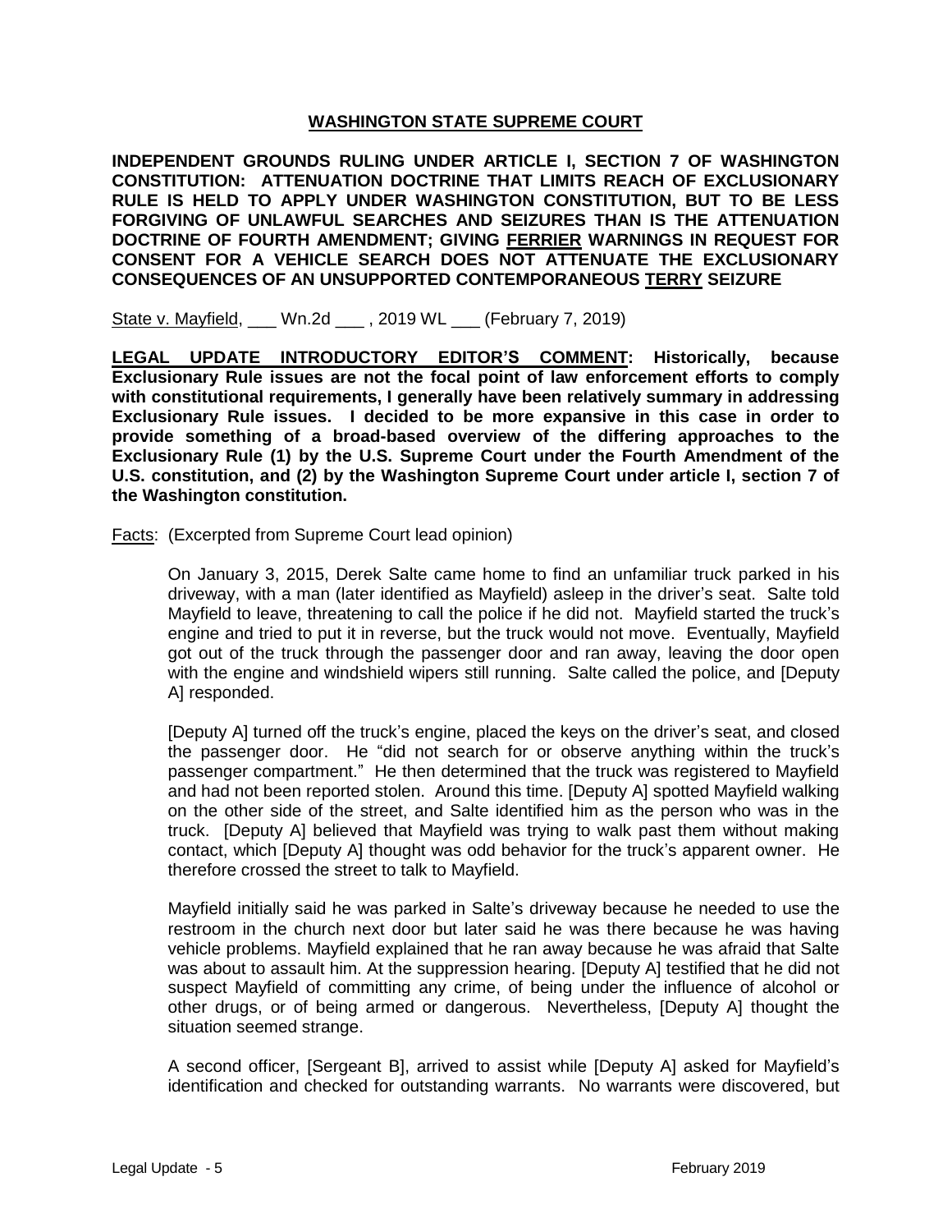**WASHINGTON STATE SUPREME COURT**

**INDEPENDENT GROUNDS RULING UNDER ARTICLE I, SECTION 7 OF WASHINGTON CONSTITUTION: ATTENUATION DOCTRINE THAT LIMITS REACH OF EXCLUSIONARY RULE IS HELD TO APPLY UNDER WASHINGTON CONSTITUTION, BUT TO BE LESS FORGIVING OF UNLAWFUL SEARCHES AND SEIZURES THAN IS THE ATTENUATION DOCTRINE OF FOURTH AMENDMENT; GIVING FERRIER WARNINGS IN REQUEST FOR CONSENT FOR A VEHICLE SEARCH DOES NOT ATTENUATE THE EXCLUSIONARY CONSEQUENCES OF AN UNSUPPORTED CONTEMPORANEOUS TERRY SEIZURE**

State v. Mayfield, ___ Wn.2d ___ , 2019 WL ___ (February 7, 2019)

**LEGAL UPDATE INTRODUCTORY EDITOR'S COMMENT: Historically, because Exclusionary Rule issues are not the focal point of law enforcement efforts to comply with constitutional requirements, I generally have been relatively summary in addressing Exclusionary Rule issues. I decided to be more expansive in this case in order to provide something of a broad-based overview of the differing approaches to the Exclusionary Rule (1) by the U.S. Supreme Court under the Fourth Amendment of the U.S. constitution, and (2) by the Washington Supreme Court under article I, section 7 of the Washington constitution.**

Facts: (Excerpted from Supreme Court lead opinion)

> On January 3, 2015, Derek Salte came home to find an unfamiliar truck parked in his driveway, with a man (later identified as Mayfield) asleep in the driver's seat. Salte told Mayfield to leave, threatening to call the police if he did not. Mayfield started the truck's engine and tried to put it in reverse, but the truck would not move. Eventually, Mayfield got out of the truck through the passenger door and ran away, leaving the door open with the engine and windshield wipers still running. Salte called the police, and [Deputy A] responded.
>
> [Deputy A] turned off the truck's engine, placed the keys on the driver's seat, and closed the passenger door. He "did not search for or observe anything within the truck's passenger compartment." He then determined that the truck was registered to Mayfield and had not been reported stolen. Around this time. [Deputy A] spotted Mayfield walking on the other side of the street, and Salte identified him as the person who was in the truck. [Deputy A] believed that Mayfield was trying to walk past them without making contact, which [Deputy A] thought was odd behavior for the truck's apparent owner. He therefore crossed the street to talk to Mayfield.
>
> Mayfield initially said he was parked in Salte's driveway because he needed to use the restroom in the church next door but later said he was there because he was having vehicle problems. Mayfield explained that he ran away because he was afraid that Salte was about to assault him. At the suppression hearing. [Deputy A] testified that he did not suspect Mayfield of committing any crime, of being under the influence of alcohol or other drugs, or of being armed or dangerous. Nevertheless, [Deputy A] thought the situation seemed strange.
>
> A second officer, [Sergeant B], arrived to assist while [Deputy A] asked for Mayfield's identification and checked for outstanding warrants. No warrants were discovered, but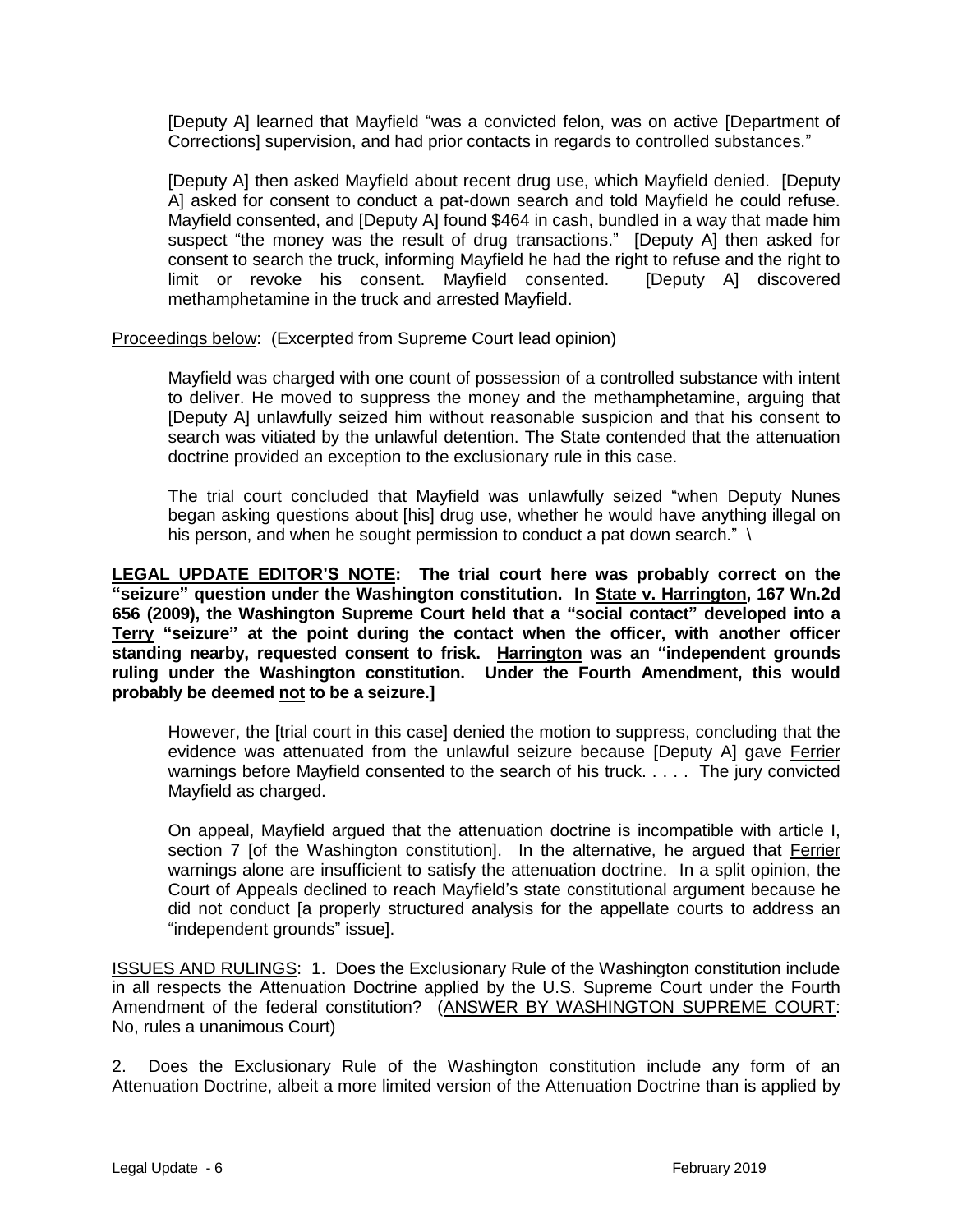> [Deputy A] learned that Mayfield "was a convicted felon, was on active [Department of Corrections] supervision, and had prior contacts in regards to controlled substances."
>
> [Deputy A] then asked Mayfield about recent drug use, which Mayfield denied. [Deputy A] asked for consent to conduct a pat-down search and told Mayfield he could refuse. Mayfield consented, and [Deputy A] found $464 in cash, bundled in a way that made him suspect "the money was the result of drug transactions." [Deputy A] then asked for consent to search the truck, informing Mayfield he had the right to refuse and the right to limit or revoke his consent. Mayfield consented. [Deputy A] discovered methamphetamine in the truck and arrested Mayfield.

<u>Proceedings below</u>: (Excerpted from Supreme Court lead opinion)

> Mayfield was charged with one count of possession of a controlled substance with intent to deliver. He moved to suppress the money and the methamphetamine, arguing that [Deputy A] unlawfully seized him without reasonable suspicion and that his consent to search was vitiated by the unlawful detention. The State contended that the attenuation doctrine provided an exception to the exclusionary rule in this case.
>
> The trial court concluded that Mayfield was unlawfully seized "when Deputy Nunes began asking questions about [his] drug use, whether he would have anything illegal on his person, and when he sought permission to conduct a pat down search." \

**<u>LEGAL UPDATE EDITOR'S NOTE</u>: The trial court here was probably correct on the "seizure" question under the Washington constitution. In <u>State v. Harrington</u>, 167 Wn.2d 656 (2009), the Washington Supreme Court held that a "social contact" developed into a <u>Terry</u> "seizure" at the point during the contact when the officer, with another officer standing nearby, requested consent to frisk. <u>Harrington</u> was an "independent grounds ruling under the Washington constitution. Under the Fourth Amendment, this would probably be deemed <u>not</u> to be a seizure.]**

> However, the [trial court in this case] denied the motion to suppress, concluding that the evidence was attenuated from the unlawful seizure because [Deputy A] gave <u>Ferrier</u> warnings before Mayfield consented to the search of his truck. . . . . The jury convicted Mayfield as charged.
>
> On appeal, Mayfield argued that the attenuation doctrine is incompatible with article I, section 7 [of the Washington constitution]. In the alternative, he argued that <u>Ferrier</u> warnings alone are insufficient to satisfy the attenuation doctrine. In a split opinion, the Court of Appeals declined to reach Mayfield's state constitutional argument because he did not conduct [a properly structured analysis for the appellate courts to address an "independent grounds" issue].

<u>ISSUES AND RULINGS</u>: 1. Does the Exclusionary Rule of the Washington constitution include in all respects the Attenuation Doctrine applied by the U.S. Supreme Court under the Fourth Amendment of the federal constitution? (<u>ANSWER BY WASHINGTON SUPREME COURT</u>: No, rules a unanimous Court)

2. Does the Exclusionary Rule of the Washington constitution include any form of an Attenuation Doctrine, albeit a more limited version of the Attenuation Doctrine than is applied by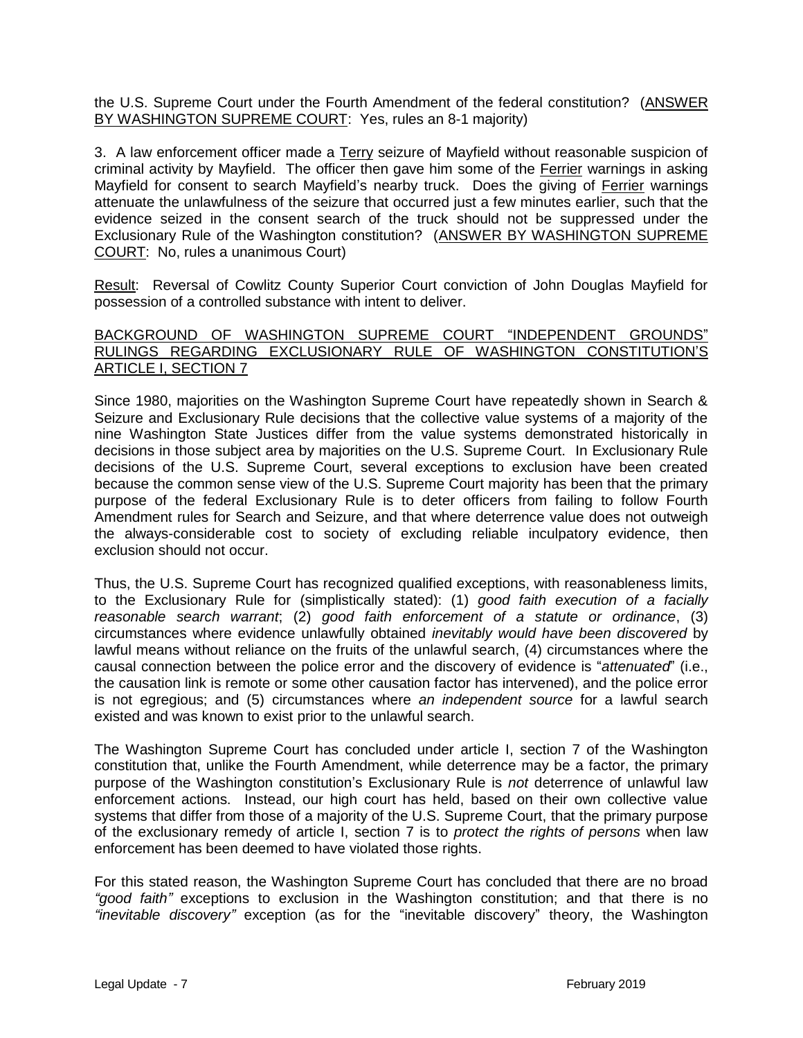the U.S. Supreme Court under the Fourth Amendment of the federal constitution? (<u>ANSWER BY WASHINGTON SUPREME COURT</u>: Yes, rules an 8-1 majority)

3. A law enforcement officer made a <u>Terry</u> seizure of Mayfield without reasonable suspicion of criminal activity by Mayfield. The officer then gave him some of the <u>Ferrier</u> warnings in asking Mayfield for consent to search Mayfield's nearby truck. Does the giving of <u>Ferrier</u> warnings attenuate the unlawfulness of the seizure that occurred just a few minutes earlier, such that the evidence seized in the consent search of the truck should not be suppressed under the Exclusionary Rule of the Washington constitution? (<u>ANSWER BY WASHINGTON SUPREME COURT</u>: No, rules a unanimous Court)

<u>Result</u>: Reversal of Cowlitz County Superior Court conviction of John Douglas Mayfield for possession of a controlled substance with intent to deliver.

<u>BACKGROUND OF WASHINGTON SUPREME COURT "INDEPENDENT GROUNDS" RULINGS REGARDING EXCLUSIONARY RULE OF WASHINGTON CONSTITUTION'S ARTICLE I, SECTION 7</u>

Since 1980, majorities on the Washington Supreme Court have repeatedly shown in Search & Seizure and Exclusionary Rule decisions that the collective value systems of a majority of the nine Washington State Justices differ from the value systems demonstrated historically in decisions in those subject area by majorities on the U.S. Supreme Court. In Exclusionary Rule decisions of the U.S. Supreme Court, several exceptions to exclusion have been created because the common sense view of the U.S. Supreme Court majority has been that the primary purpose of the federal Exclusionary Rule is to deter officers from failing to follow Fourth Amendment rules for Search and Seizure, and that where deterrence value does not outweigh the always-considerable cost to society of excluding reliable inculpatory evidence, then exclusion should not occur.

Thus, the U.S. Supreme Court has recognized qualified exceptions, with reasonableness limits, to the Exclusionary Rule for (simplistically stated): (1) *good faith execution of a facially reasonable search warrant*; (2) *good faith enforcement of a statute or ordinance*, (3) circumstances where evidence unlawfully obtained *inevitably would have been discovered* by lawful means without reliance on the fruits of the unlawful search, (4) circumstances where the causal connection between the police error and the discovery of evidence is "*attenuated*" (i.e., the causation link is remote or some other causation factor has intervened), and the police error is not egregious; and (5) circumstances where *an independent source* for a lawful search existed and was known to exist prior to the unlawful search.

The Washington Supreme Court has concluded under article I, section 7 of the Washington constitution that, unlike the Fourth Amendment, while deterrence may be a factor, the primary purpose of the Washington constitution's Exclusionary Rule is *not* deterrence of unlawful law enforcement actions. Instead, our high court has held, based on their own collective value systems that differ from those of a majority of the U.S. Supreme Court, that the primary purpose of the exclusionary remedy of article I, section 7 is to *protect the rights of persons* when law enforcement has been deemed to have violated those rights.

For this stated reason, the Washington Supreme Court has concluded that there are no broad *"good faith"* exceptions to exclusion in the Washington constitution; and that there is no *"inevitable discovery"* exception (as for the "inevitable discovery" theory, the Washington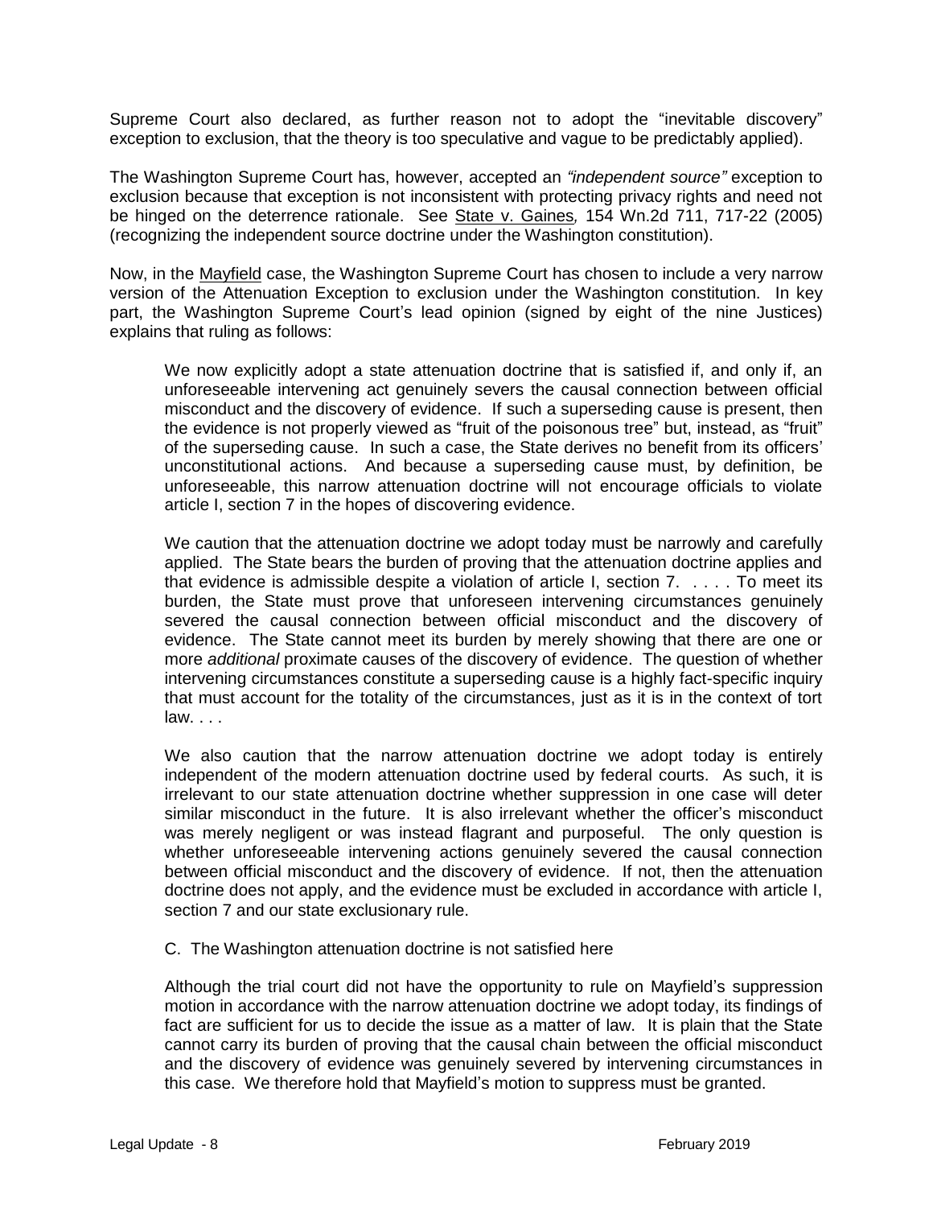Supreme Court also declared, as further reason not to adopt the "inevitable discovery" exception to exclusion, that the theory is too speculative and vague to be predictably applied).

The Washington Supreme Court has, however, accepted an *"independent source"* exception to exclusion because that exception is not inconsistent with protecting privacy rights and need not be hinged on the deterrence rationale. See State v. Gaines*,* 154 Wn.2d 711, 717-22 (2005) (recognizing the independent source doctrine under the Washington constitution).

Now, in the Mayfield case, the Washington Supreme Court has chosen to include a very narrow version of the Attenuation Exception to exclusion under the Washington constitution. In key part, the Washington Supreme Court's lead opinion (signed by eight of the nine Justices) explains that ruling as follows:

> We now explicitly adopt a state attenuation doctrine that is satisfied if, and only if, an unforeseeable intervening act genuinely severs the causal connection between official misconduct and the discovery of evidence. If such a superseding cause is present, then the evidence is not properly viewed as "fruit of the poisonous tree" but, instead, as "fruit" of the superseding cause. In such a case, the State derives no benefit from its officers' unconstitutional actions. And because a superseding cause must, by definition, be unforeseeable, this narrow attenuation doctrine will not encourage officials to violate article I, section 7 in the hopes of discovering evidence.
>
> We caution that the attenuation doctrine we adopt today must be narrowly and carefully applied. The State bears the burden of proving that the attenuation doctrine applies and that evidence is admissible despite a violation of article I, section 7. . . . . To meet its burden, the State must prove that unforeseen intervening circumstances genuinely severed the causal connection between official misconduct and the discovery of evidence. The State cannot meet its burden by merely showing that there are one or more *additional* proximate causes of the discovery of evidence. The question of whether intervening circumstances constitute a superseding cause is a highly fact-specific inquiry that must account for the totality of the circumstances, just as it is in the context of tort law. . . .
>
> We also caution that the narrow attenuation doctrine we adopt today is entirely independent of the modern attenuation doctrine used by federal courts. As such, it is irrelevant to our state attenuation doctrine whether suppression in one case will deter similar misconduct in the future. It is also irrelevant whether the officer's misconduct was merely negligent or was instead flagrant and purposeful. The only question is whether unforeseeable intervening actions genuinely severed the causal connection between official misconduct and the discovery of evidence. If not, then the attenuation doctrine does not apply, and the evidence must be excluded in accordance with article I, section 7 and our state exclusionary rule.
>
> C. The Washington attenuation doctrine is not satisfied here
>
> Although the trial court did not have the opportunity to rule on Mayfield's suppression motion in accordance with the narrow attenuation doctrine we adopt today, its findings of fact are sufficient for us to decide the issue as a matter of law. It is plain that the State cannot carry its burden of proving that the causal chain between the official misconduct and the discovery of evidence was genuinely severed by intervening circumstances in this case. We therefore hold that Mayfield's motion to suppress must be granted.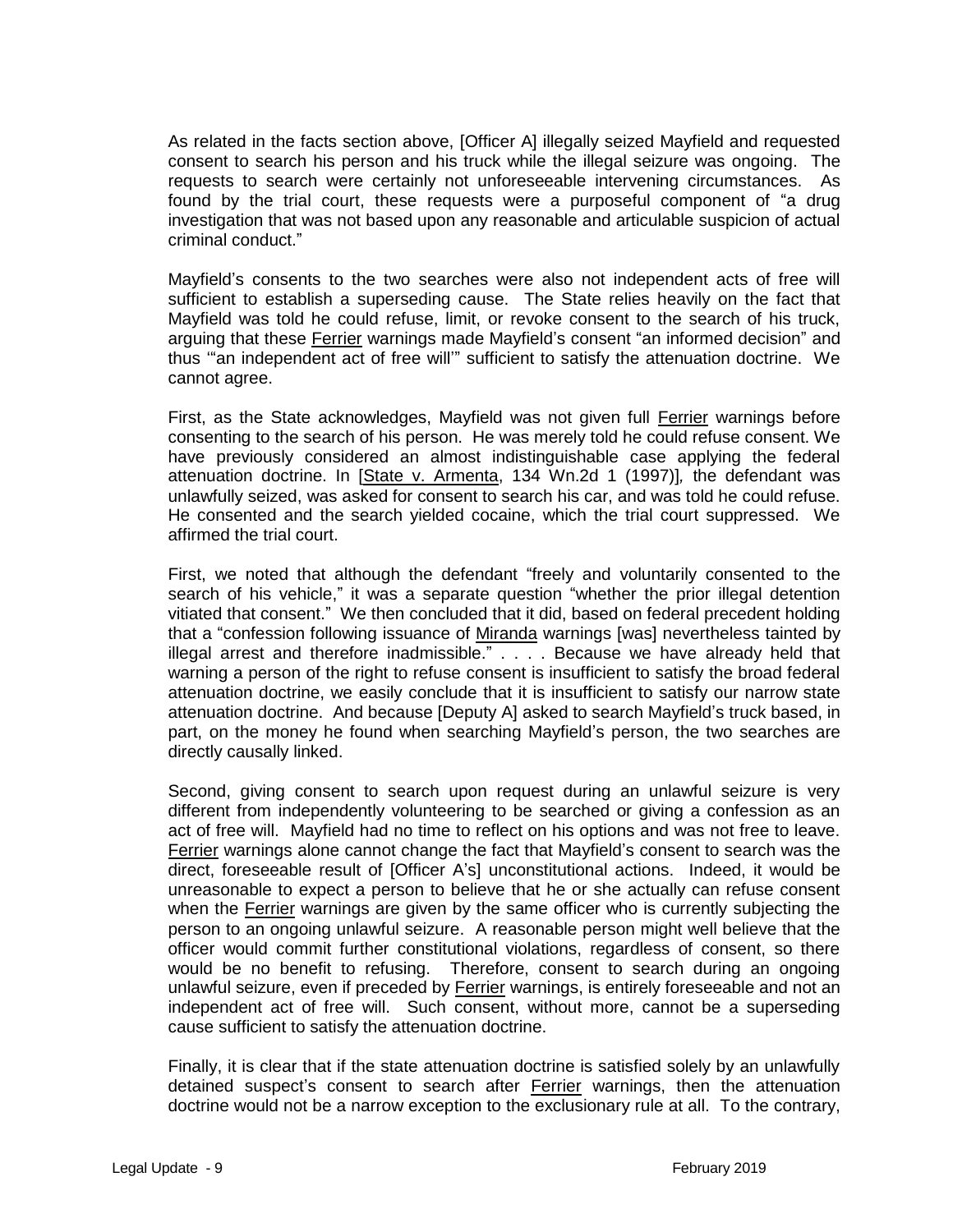As related in the facts section above, [Officer A] illegally seized Mayfield and requested consent to search his person and his truck while the illegal seizure was ongoing. The requests to search were certainly not unforeseeable intervening circumstances. As found by the trial court, these requests were a purposeful component of "a drug investigation that was not based upon any reasonable and articulable suspicion of actual criminal conduct."

Mayfield's consents to the two searches were also not independent acts of free will sufficient to establish a superseding cause. The State relies heavily on the fact that Mayfield was told he could refuse, limit, or revoke consent to the search of his truck, arguing that these Ferrier warnings made Mayfield's consent "an informed decision" and thus '"an independent act of free will'" sufficient to satisfy the attenuation doctrine. We cannot agree.

First, as the State acknowledges, Mayfield was not given full Ferrier warnings before consenting to the search of his person. He was merely told he could refuse consent. We have previously considered an almost indistinguishable case applying the federal attenuation doctrine. In [State v. Armenta, 134 Wn.2d 1 (1997)], the defendant was unlawfully seized, was asked for consent to search his car, and was told he could refuse. He consented and the search yielded cocaine, which the trial court suppressed. We affirmed the trial court.

First, we noted that although the defendant "freely and voluntarily consented to the search of his vehicle," it was a separate question "whether the prior illegal detention vitiated that consent." We then concluded that it did, based on federal precedent holding that a "confession following issuance of Miranda warnings [was] nevertheless tainted by illegal arrest and therefore inadmissible." . . . . Because we have already held that warning a person of the right to refuse consent is insufficient to satisfy the broad federal attenuation doctrine, we easily conclude that it is insufficient to satisfy our narrow state attenuation doctrine. And because [Deputy A] asked to search Mayfield's truck based, in part, on the money he found when searching Mayfield's person, the two searches are directly causally linked.

Second, giving consent to search upon request during an unlawful seizure is very different from independently volunteering to be searched or giving a confession as an act of free will. Mayfield had no time to reflect on his options and was not free to leave. Ferrier warnings alone cannot change the fact that Mayfield's consent to search was the direct, foreseeable result of [Officer A's] unconstitutional actions. Indeed, it would be unreasonable to expect a person to believe that he or she actually can refuse consent when the Ferrier warnings are given by the same officer who is currently subjecting the person to an ongoing unlawful seizure. A reasonable person might well believe that the officer would commit further constitutional violations, regardless of consent, so there would be no benefit to refusing. Therefore, consent to search during an ongoing unlawful seizure, even if preceded by Ferrier warnings, is entirely foreseeable and not an independent act of free will. Such consent, without more, cannot be a superseding cause sufficient to satisfy the attenuation doctrine.

Finally, it is clear that if the state attenuation doctrine is satisfied solely by an unlawfully detained suspect's consent to search after Ferrier warnings, then the attenuation doctrine would not be a narrow exception to the exclusionary rule at all. To the contrary,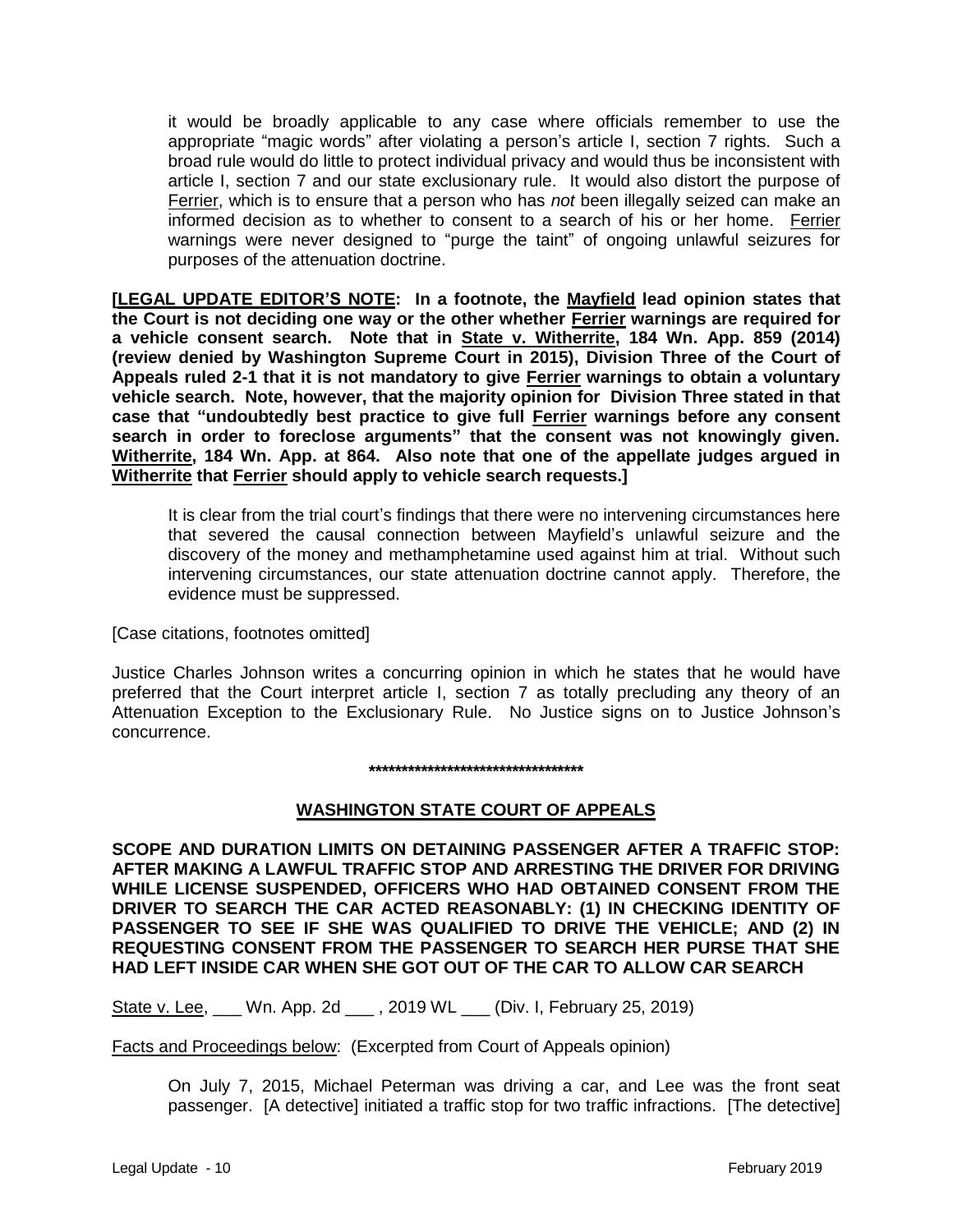> it would be broadly applicable to any case where officials remember to use the appropriate "magic words" after violating a person's article I, section 7 rights. Such a broad rule would do little to protect individual privacy and would thus be inconsistent with article I, section 7 and our state exclusionary rule. It would also distort the purpose of Ferrier, which is to ensure that a person who has *not* been illegally seized can make an informed decision as to whether to consent to a search of his or her home. Ferrier warnings were never designed to "purge the taint" of ongoing unlawful seizures for purposes of the attenuation doctrine.

**[LEGAL UPDATE EDITOR'S NOTE: In a footnote, the Mayfield lead opinion states that the Court is not deciding one way or the other whether Ferrier warnings are required for a vehicle consent search. Note that in State v. Witherrite, 184 Wn. App. 859 (2014) (review denied by Washington Supreme Court in 2015), Division Three of the Court of Appeals ruled 2-1 that it is not mandatory to give Ferrier warnings to obtain a voluntary vehicle search. Note, however, that the majority opinion for Division Three stated in that case that "undoubtedly best practice to give full Ferrier warnings before any consent search in order to foreclose arguments" that the consent was not knowingly given. Witherrite, 184 Wn. App. at 864. Also note that one of the appellate judges argued in Witherrite that Ferrier should apply to vehicle search requests.]**

> It is clear from the trial court's findings that there were no intervening circumstances here that severed the causal connection between Mayfield's unlawful seizure and the discovery of the money and methamphetamine used against him at trial. Without such intervening circumstances, our state attenuation doctrine cannot apply. Therefore, the evidence must be suppressed.

[Case citations, footnotes omitted]

Justice Charles Johnson writes a concurring opinion in which he states that he would have preferred that the Court interpret article I, section 7 as totally precluding any theory of an Attenuation Exception to the Exclusionary Rule. No Justice signs on to Justice Johnson's concurrence.

**********************************

## WASHINGTON STATE COURT OF APPEALS

**SCOPE AND DURATION LIMITS ON DETAINING PASSENGER AFTER A TRAFFIC STOP: AFTER MAKING A LAWFUL TRAFFIC STOP AND ARRESTING THE DRIVER FOR DRIVING WHILE LICENSE SUSPENDED, OFFICERS WHO HAD OBTAINED CONSENT FROM THE DRIVER TO SEARCH THE CAR ACTED REASONABLY: (1) IN CHECKING IDENTITY OF PASSENGER TO SEE IF SHE WAS QUALIFIED TO DRIVE THE VEHICLE; AND (2) IN REQUESTING CONSENT FROM THE PASSENGER TO SEARCH HER PURSE THAT SHE HAD LEFT INSIDE CAR WHEN SHE GOT OUT OF THE CAR TO ALLOW CAR SEARCH**

State v. Lee, ___ Wn. App. 2d ___ , 2019 WL ___ (Div. I, February 25, 2019)

Facts and Proceedings below: (Excerpted from Court of Appeals opinion)

> On July 7, 2015, Michael Peterman was driving a car, and Lee was the front seat passenger. [A detective] initiated a traffic stop for two traffic infractions. [The detective]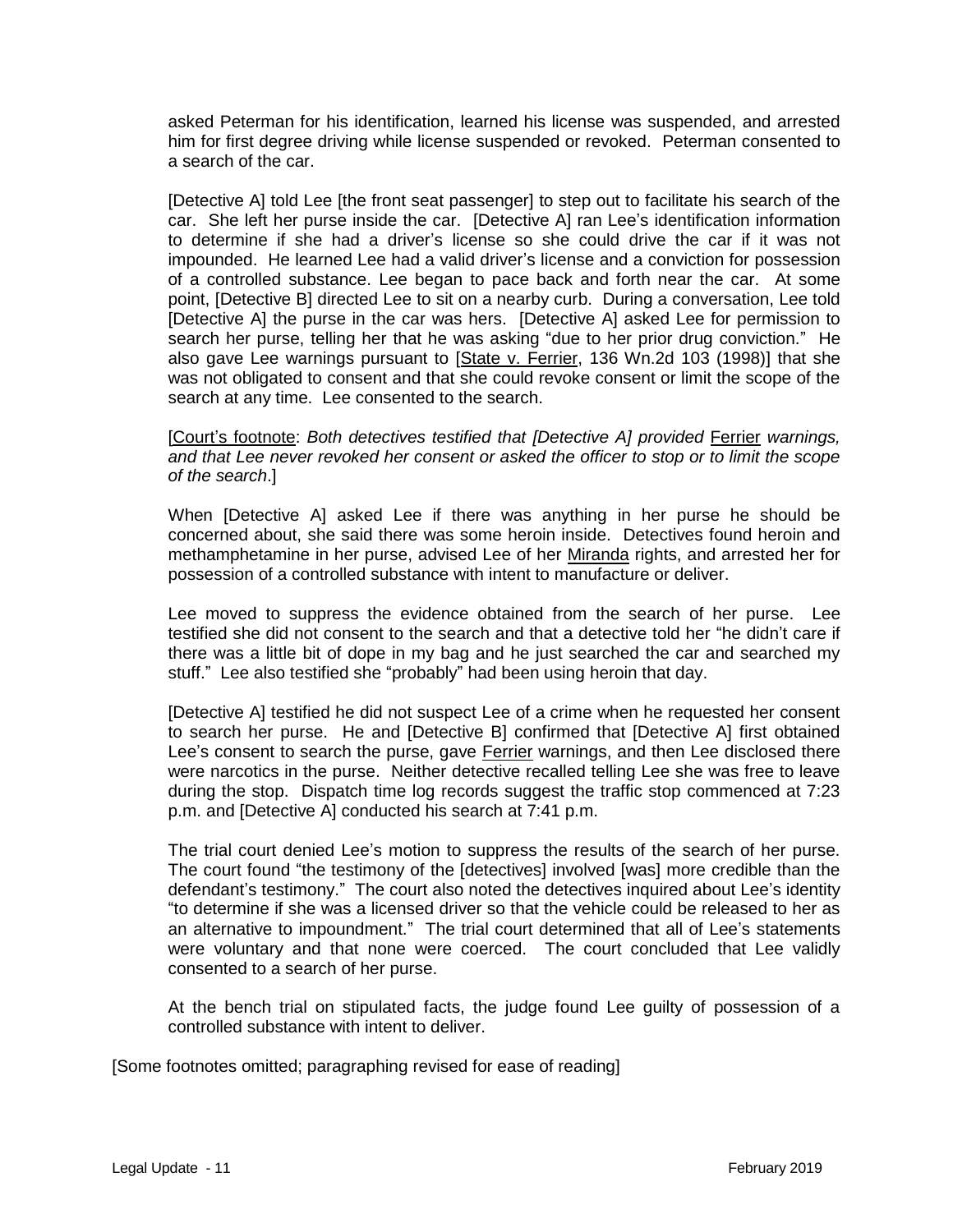asked Peterman for his identification, learned his license was suspended, and arrested him for first degree driving while license suspended or revoked. Peterman consented to a search of the car.

[Detective A] told Lee [the front seat passenger] to step out to facilitate his search of the car. She left her purse inside the car. [Detective A] ran Lee's identification information to determine if she had a driver's license so she could drive the car if it was not impounded. He learned Lee had a valid driver's license and a conviction for possession of a controlled substance. Lee began to pace back and forth near the car. At some point, [Detective B] directed Lee to sit on a nearby curb. During a conversation, Lee told [Detective A] the purse in the car was hers. [Detective A] asked Lee for permission to search her purse, telling her that he was asking "due to her prior drug conviction." He also gave Lee warnings pursuant to [State v. Ferrier, 136 Wn.2d 103 (1998)] that she was not obligated to consent and that she could revoke consent or limit the scope of the search at any time. Lee consented to the search.

[Court's footnote: *Both detectives testified that [Detective A] provided* Ferrier *warnings, and that Lee never revoked her consent or asked the officer to stop or to limit the scope of the search*.]

When [Detective A] asked Lee if there was anything in her purse he should be concerned about, she said there was some heroin inside. Detectives found heroin and methamphetamine in her purse, advised Lee of her Miranda rights, and arrested her for possession of a controlled substance with intent to manufacture or deliver.

Lee moved to suppress the evidence obtained from the search of her purse. Lee testified she did not consent to the search and that a detective told her "he didn't care if there was a little bit of dope in my bag and he just searched the car and searched my stuff." Lee also testified she "probably" had been using heroin that day.

[Detective A] testified he did not suspect Lee of a crime when he requested her consent to search her purse. He and [Detective B] confirmed that [Detective A] first obtained Lee's consent to search the purse, gave Ferrier warnings, and then Lee disclosed there were narcotics in the purse. Neither detective recalled telling Lee she was free to leave during the stop. Dispatch time log records suggest the traffic stop commenced at 7:23 p.m. and [Detective A] conducted his search at 7:41 p.m.

The trial court denied Lee's motion to suppress the results of the search of her purse. The court found "the testimony of the [detectives] involved [was] more credible than the defendant's testimony." The court also noted the detectives inquired about Lee's identity "to determine if she was a licensed driver so that the vehicle could be released to her as an alternative to impoundment." The trial court determined that all of Lee's statements were voluntary and that none were coerced. The court concluded that Lee validly consented to a search of her purse.

At the bench trial on stipulated facts, the judge found Lee guilty of possession of a controlled substance with intent to deliver.

[Some footnotes omitted; paragraphing revised for ease of reading]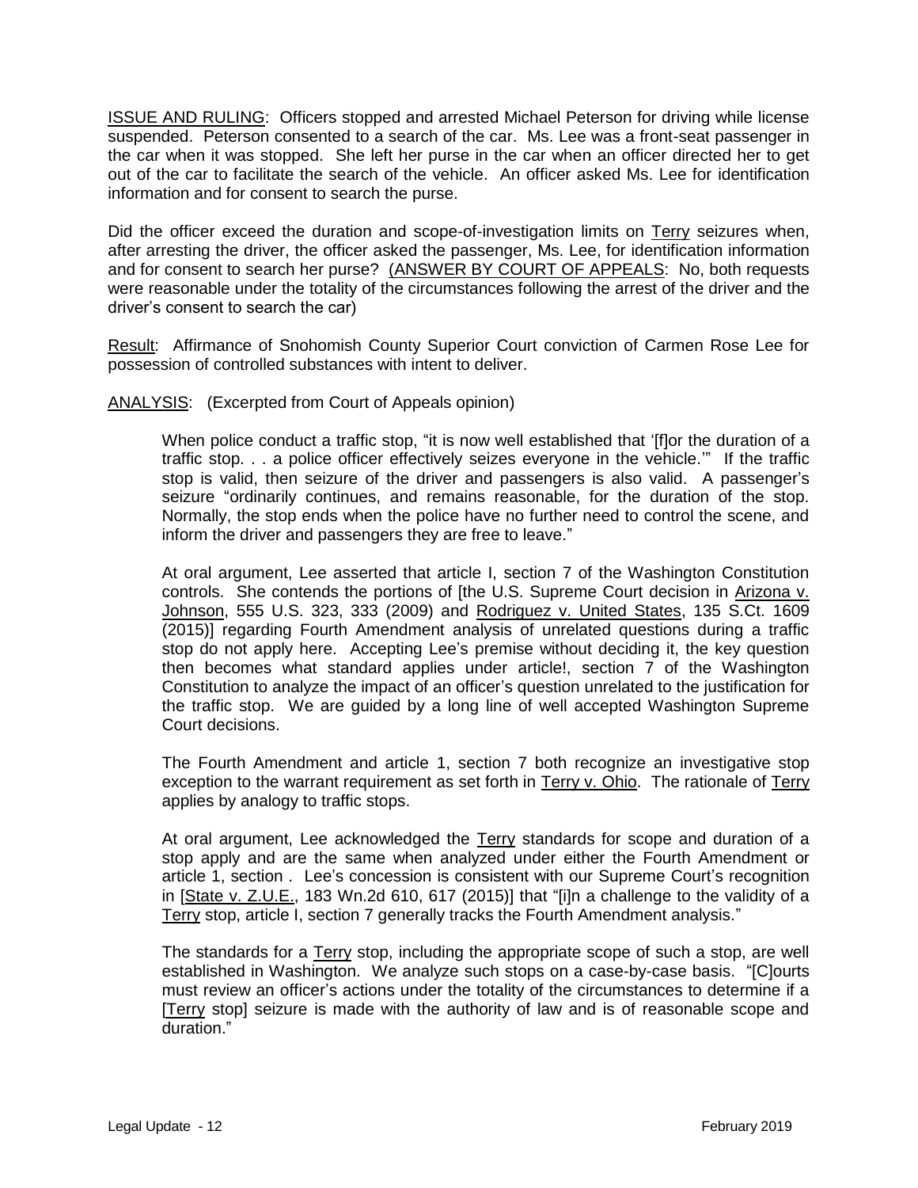<u>ISSUE AND RULING</u>: Officers stopped and arrested Michael Peterson for driving while license suspended. Peterson consented to a search of the car. Ms. Lee was a front-seat passenger in the car when it was stopped. She left her purse in the car when an officer directed her to get out of the car to facilitate the search of the vehicle. An officer asked Ms. Lee for identification information and for consent to search the purse.

Did the officer exceed the duration and scope-of-investigation limits on <u>Terry</u> seizures when, after arresting the driver, the officer asked the passenger, Ms. Lee, for identification information and for consent to search her purse? <u>(ANSWER BY COURT OF APPEALS</u>: No, both requests were reasonable under the totality of the circumstances following the arrest of the driver and the driver's consent to search the car)

<u>Result</u>: Affirmance of Snohomish County Superior Court conviction of Carmen Rose Lee for possession of controlled substances with intent to deliver.

<u>ANALYSIS</u>: (Excerpted from Court of Appeals opinion)

> When police conduct a traffic stop, "it is now well established that '[f]or the duration of a traffic stop. . . a police officer effectively seizes everyone in the vehicle.'" If the traffic stop is valid, then seizure of the driver and passengers is also valid. A passenger's seizure "ordinarily continues, and remains reasonable, for the duration of the stop. Normally, the stop ends when the police have no further need to control the scene, and inform the driver and passengers they are free to leave."
>
> At oral argument, Lee asserted that article I, section 7 of the Washington Constitution controls. She contends the portions of [the U.S. Supreme Court decision in <u>Arizona v. Johnson</u>, 555 U.S. 323, 333 (2009) and <u>Rodriguez v. United States</u>, 135 S.Ct. 1609 (2015)] regarding Fourth Amendment analysis of unrelated questions during a traffic stop do not apply here. Accepting Lee's premise without deciding it, the key question then becomes what standard applies under article!, section 7 of the Washington Constitution to analyze the impact of an officer's question unrelated to the justification for the traffic stop. We are guided by a long line of well accepted Washington Supreme Court decisions.
>
> The Fourth Amendment and article 1, section 7 both recognize an investigative stop exception to the warrant requirement as set forth in <u>Terry v. Ohio</u>. The rationale of <u>Terry</u> applies by analogy to traffic stops.
>
> At oral argument, Lee acknowledged the <u>Terry</u> standards for scope and duration of a stop apply and are the same when analyzed under either the Fourth Amendment or article 1, section . Lee's concession is consistent with our Supreme Court's recognition in [<u>State v. Z.U.E.</u>, 183 Wn.2d 610, 617 (2015)] that "[i]n a challenge to the validity of a <u>Terry</u> stop, article I, section 7 generally tracks the Fourth Amendment analysis."
>
> The standards for a <u>Terry</u> stop, including the appropriate scope of such a stop, are well established in Washington. We analyze such stops on a case-by-case basis. "[C]ourts must review an officer's actions under the totality of the circumstances to determine if a [<u>Terry</u> stop] seizure is made with the authority of law and is of reasonable scope and duration."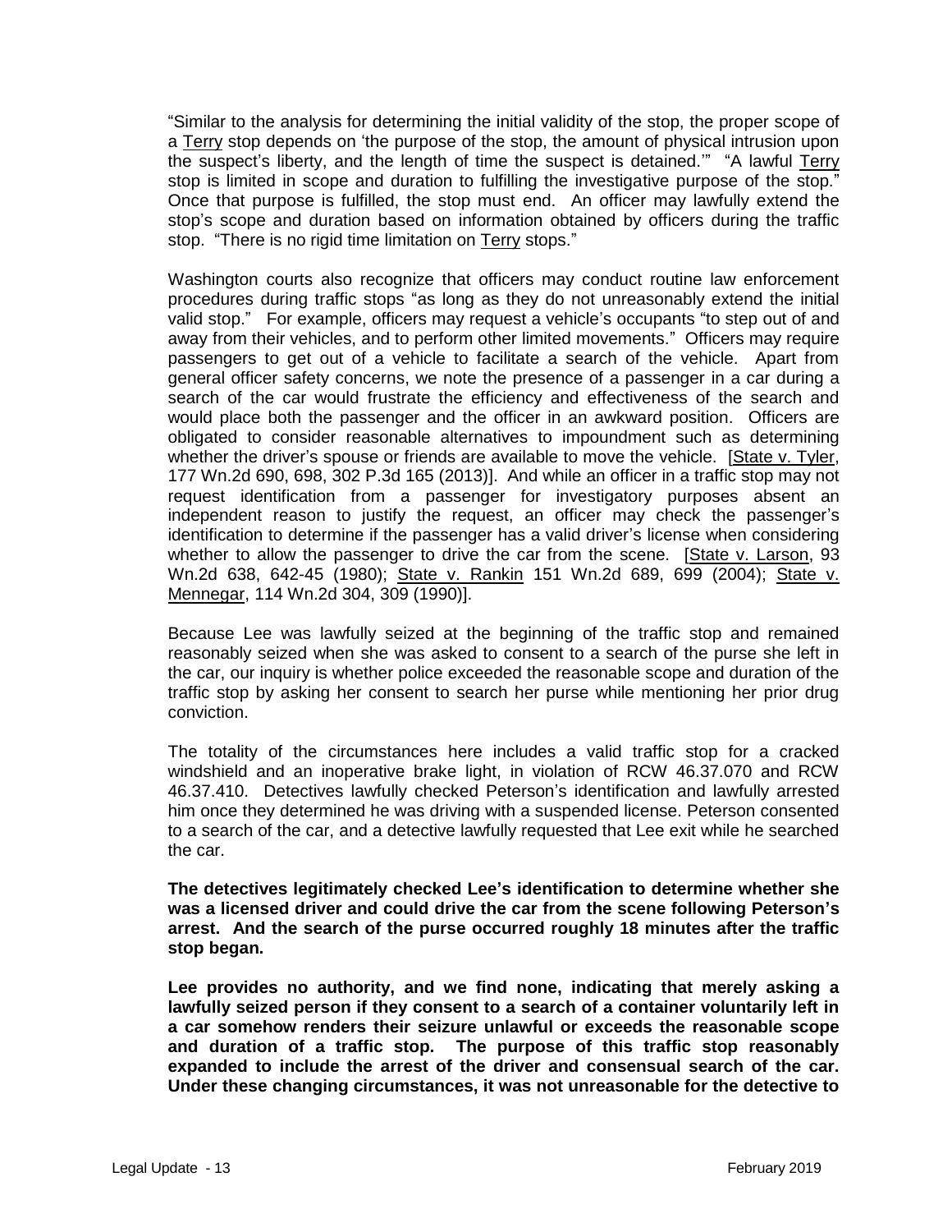"Similar to the analysis for determining the initial validity of the stop, the proper scope of a Terry stop depends on 'the purpose of the stop, the amount of physical intrusion upon the suspect's liberty, and the length of time the suspect is detained.'" "A lawful Terry stop is limited in scope and duration to fulfilling the investigative purpose of the stop." Once that purpose is fulfilled, the stop must end. An officer may lawfully extend the stop's scope and duration based on information obtained by officers during the traffic stop. "There is no rigid time limitation on Terry stops."

Washington courts also recognize that officers may conduct routine law enforcement procedures during traffic stops "as long as they do not unreasonably extend the initial valid stop." For example, officers may request a vehicle's occupants "to step out of and away from their vehicles, and to perform other limited movements." Officers may require passengers to get out of a vehicle to facilitate a search of the vehicle. Apart from general officer safety concerns, we note the presence of a passenger in a car during a search of the car would frustrate the efficiency and effectiveness of the search and would place both the passenger and the officer in an awkward position. Officers are obligated to consider reasonable alternatives to impoundment such as determining whether the driver's spouse or friends are available to move the vehicle. [State v. Tyler, 177 Wn.2d 690, 698, 302 P.3d 165 (2013)]. And while an officer in a traffic stop may not request identification from a passenger for investigatory purposes absent an independent reason to justify the request, an officer may check the passenger's identification to determine if the passenger has a valid driver's license when considering whether to allow the passenger to drive the car from the scene. [State v. Larson, 93 Wn.2d 638, 642-45 (1980); State v. Rankin 151 Wn.2d 689, 699 (2004); State v. Mennegar, 114 Wn.2d 304, 309 (1990)].

Because Lee was lawfully seized at the beginning of the traffic stop and remained reasonably seized when she was asked to consent to a search of the purse she left in the car, our inquiry is whether police exceeded the reasonable scope and duration of the traffic stop by asking her consent to search her purse while mentioning her prior drug conviction.

The totality of the circumstances here includes a valid traffic stop for a cracked windshield and an inoperative brake light, in violation of RCW 46.37.070 and RCW 46.37.410. Detectives lawfully checked Peterson's identification and lawfully arrested him once they determined he was driving with a suspended license. Peterson consented to a search of the car, and a detective lawfully requested that Lee exit while he searched the car.

**The detectives legitimately checked Lee's identification to determine whether she was a licensed driver and could drive the car from the scene following Peterson's arrest. And the search of the purse occurred roughly 18 minutes after the traffic stop began.**

**Lee provides no authority, and we find none, indicating that merely asking a lawfully seized person if they consent to a search of a container voluntarily left in a car somehow renders their seizure unlawful or exceeds the reasonable scope and duration of a traffic stop. The purpose of this traffic stop reasonably expanded to include the arrest of the driver and consensual search of the car. Under these changing circumstances, it was not unreasonable for the detective to**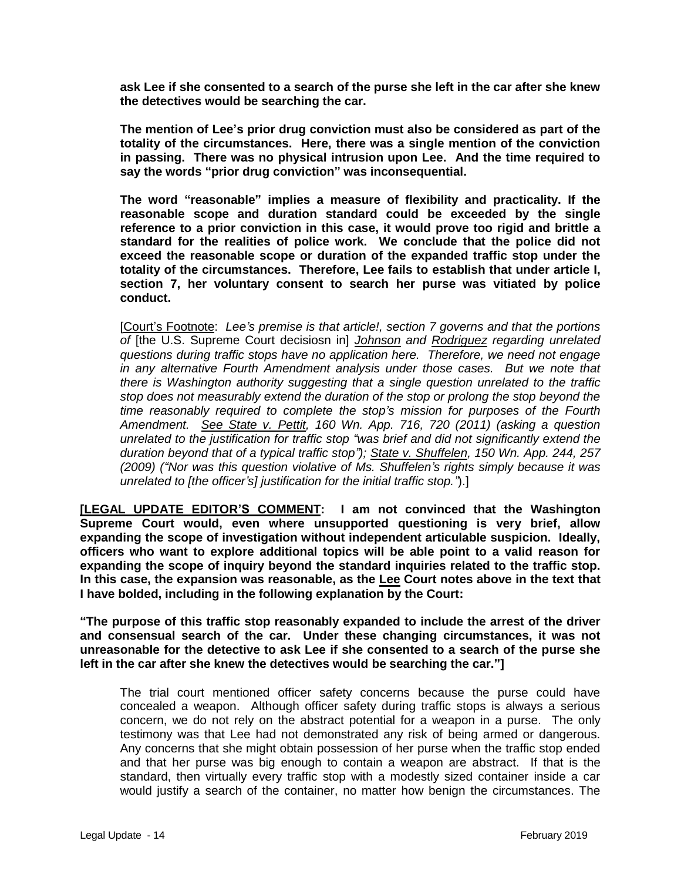**ask Lee if she consented to a search of the purse she left in the car after she knew the detectives would be searching the car.**

**The mention of Lee's prior drug conviction must also be considered as part of the totality of the circumstances. Here, there was a single mention of the conviction in passing. There was no physical intrusion upon Lee. And the time required to say the words "prior drug conviction" was inconsequential.**

**The word "reasonable" implies a measure of flexibility and practicality. If the reasonable scope and duration standard could be exceeded by the single reference to a prior conviction in this case, it would prove too rigid and brittle a standard for the realities of police work. We conclude that the police did not exceed the reasonable scope or duration of the expanded traffic stop under the totality of the circumstances. Therefore, Lee fails to establish that under article I, section 7, her voluntary consent to search her purse was vitiated by police conduct.**

[Court's Footnote: *Lee's premise is that article!, section 7 governs and that the portions of* [the U.S. Supreme Court decisiosn in] *Johnson and Rodriguez regarding unrelated questions during traffic stops have no application here. Therefore, we need not engage in any alternative Fourth Amendment analysis under those cases. But we note that there is Washington authority suggesting that a single question unrelated to the traffic stop does not measurably extend the duration of the stop or prolong the stop beyond the time reasonably required to complete the stop's mission for purposes of the Fourth Amendment. See State v. Pettit, 160 Wn. App. 716, 720 (2011) (asking a question unrelated to the justification for traffic stop "was brief and did not significantly extend the duration beyond that of a typical traffic stop"); State v. Shuffelen, 150 Wn. App. 244, 257 (2009) ("Nor was this question violative of Ms. Shuffelen's rights simply because it was unrelated to [the officer's] justification for the initial traffic stop."*).]

**[LEGAL UPDATE EDITOR'S COMMENT: I am not convinced that the Washington Supreme Court would, even where unsupported questioning is very brief, allow expanding the scope of investigation without independent articulable suspicion. Ideally, officers who want to explore additional topics will be able point to a valid reason for expanding the scope of inquiry beyond the standard inquiries related to the traffic stop. In this case, the expansion was reasonable, as the Lee Court notes above in the text that I have bolded, including in the following explanation by the Court:**

**"The purpose of this traffic stop reasonably expanded to include the arrest of the driver and consensual search of the car. Under these changing circumstances, it was not unreasonable for the detective to ask Lee if she consented to a search of the purse she left in the car after she knew the detectives would be searching the car."]**

The trial court mentioned officer safety concerns because the purse could have concealed a weapon. Although officer safety during traffic stops is always a serious concern, we do not rely on the abstract potential for a weapon in a purse. The only testimony was that Lee had not demonstrated any risk of being armed or dangerous. Any concerns that she might obtain possession of her purse when the traffic stop ended and that her purse was big enough to contain a weapon are abstract. If that is the standard, then virtually every traffic stop with a modestly sized container inside a car would justify a search of the container, no matter how benign the circumstances. The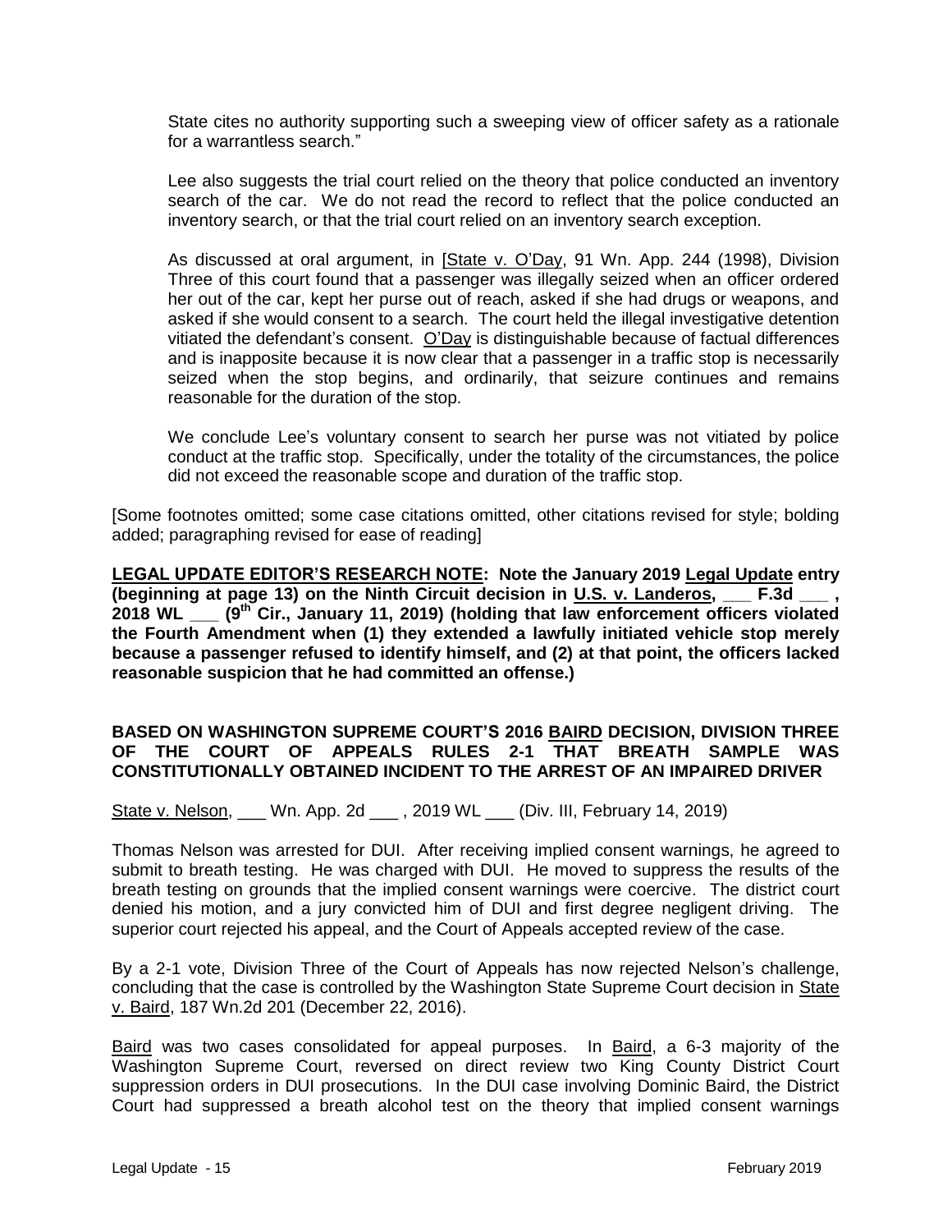State cites no authority supporting such a sweeping view of officer safety as a rationale for a warrantless search."

Lee also suggests the trial court relied on the theory that police conducted an inventory search of the car. We do not read the record to reflect that the police conducted an inventory search, or that the trial court relied on an inventory search exception.

As discussed at oral argument, in [State v. O'Day, 91 Wn. App. 244 (1998), Division Three of this court found that a passenger was illegally seized when an officer ordered her out of the car, kept her purse out of reach, asked if she had drugs or weapons, and asked if she would consent to a search. The court held the illegal investigative detention vitiated the defendant's consent. O'Day is distinguishable because of factual differences and is inapposite because it is now clear that a passenger in a traffic stop is necessarily seized when the stop begins, and ordinarily, that seizure continues and remains reasonable for the duration of the stop.

We conclude Lee's voluntary consent to search her purse was not vitiated by police conduct at the traffic stop. Specifically, under the totality of the circumstances, the police did not exceed the reasonable scope and duration of the traffic stop.

[Some footnotes omitted; some case citations omitted, other citations revised for style; bolding added; paragraphing revised for ease of reading]

**LEGAL UPDATE EDITOR'S RESEARCH NOTE: Note the January 2019 Legal Update entry (beginning at page 13) on the Ninth Circuit decision in U.S. v. Landeros, ___ F.3d ___ , 2018 WL ___ (9th Cir., January 11, 2019) (holding that law enforcement officers violated the Fourth Amendment when (1) they extended a lawfully initiated vehicle stop merely because a passenger refused to identify himself, and (2) at that point, the officers lacked reasonable suspicion that he had committed an offense.)**

## BASED ON WASHINGTON SUPREME COURT'S 2016 BAIRD DECISION, DIVISION THREE OF THE COURT OF APPEALS RULES 2-1 THAT BREATH SAMPLE WAS CONSTITUTIONALLY OBTAINED INCIDENT TO THE ARREST OF AN IMPAIRED DRIVER

State v. Nelson, ___ Wn. App. 2d ___ , 2019 WL ___ (Div. III, February 14, 2019)

Thomas Nelson was arrested for DUI. After receiving implied consent warnings, he agreed to submit to breath testing. He was charged with DUI. He moved to suppress the results of the breath testing on grounds that the implied consent warnings were coercive. The district court denied his motion, and a jury convicted him of DUI and first degree negligent driving. The superior court rejected his appeal, and the Court of Appeals accepted review of the case.

By a 2-1 vote, Division Three of the Court of Appeals has now rejected Nelson's challenge, concluding that the case is controlled by the Washington State Supreme Court decision in State v. Baird, 187 Wn.2d 201 (December 22, 2016).

Baird was two cases consolidated for appeal purposes. In Baird, a 6-3 majority of the Washington Supreme Court, reversed on direct review two King County District Court suppression orders in DUI prosecutions. In the DUI case involving Dominic Baird, the District Court had suppressed a breath alcohol test on the theory that implied consent warnings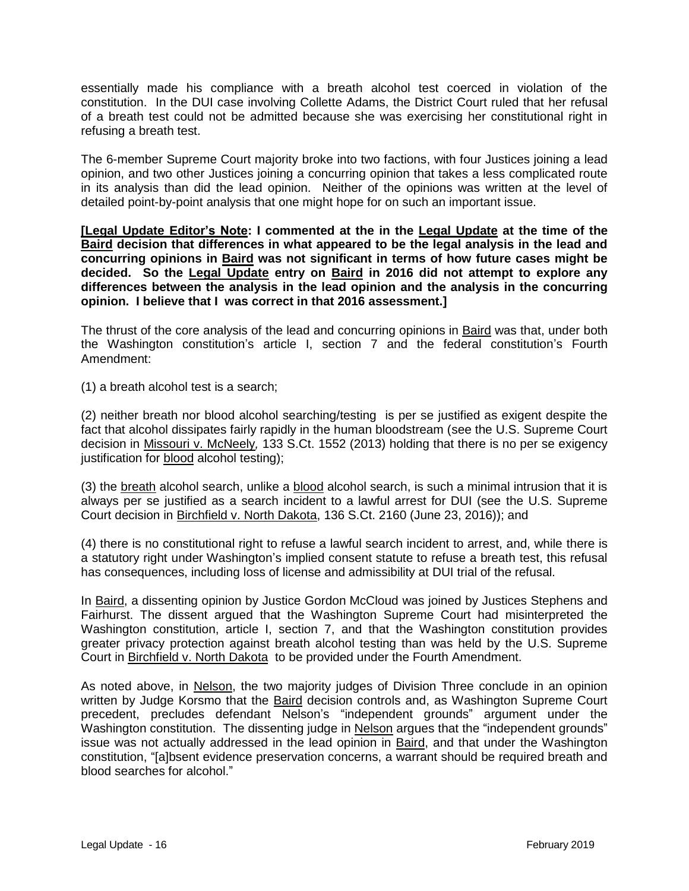essentially made his compliance with a breath alcohol test coerced in violation of the constitution. In the DUI case involving Collette Adams, the District Court ruled that her refusal of a breath test could not be admitted because she was exercising her constitutional right in refusing a breath test.

The 6-member Supreme Court majority broke into two factions, with four Justices joining a lead opinion, and two other Justices joining a concurring opinion that takes a less complicated route in its analysis than did the lead opinion. Neither of the opinions was written at the level of detailed point-by-point analysis that one might hope for on such an important issue.

**[Legal Update Editor's Note: I commented at the in the Legal Update at the time of the Baird decision that differences in what appeared to be the legal analysis in the lead and concurring opinions in Baird was not significant in terms of how future cases might be decided. So the Legal Update entry on Baird in 2016 did not attempt to explore any differences between the analysis in the lead opinion and the analysis in the concurring opinion. I believe that I was correct in that 2016 assessment.]**

The thrust of the core analysis of the lead and concurring opinions in Baird was that, under both the Washington constitution's article I, section 7 and the federal constitution's Fourth Amendment:

(1) a breath alcohol test is a search;

(2) neither breath nor blood alcohol searching/testing is per se justified as exigent despite the fact that alcohol dissipates fairly rapidly in the human bloodstream (see the U.S. Supreme Court decision in Missouri v. McNeely, 133 S.Ct. 1552 (2013) holding that there is no per se exigency justification for blood alcohol testing);

(3) the breath alcohol search, unlike a blood alcohol search, is such a minimal intrusion that it is always per se justified as a search incident to a lawful arrest for DUI (see the U.S. Supreme Court decision in Birchfield v. North Dakota, 136 S.Ct. 2160 (June 23, 2016)); and

(4) there is no constitutional right to refuse a lawful search incident to arrest, and, while there is a statutory right under Washington's implied consent statute to refuse a breath test, this refusal has consequences, including loss of license and admissibility at DUI trial of the refusal.

In Baird, a dissenting opinion by Justice Gordon McCloud was joined by Justices Stephens and Fairhurst. The dissent argued that the Washington Supreme Court had misinterpreted the Washington constitution, article I, section 7, and that the Washington constitution provides greater privacy protection against breath alcohol testing than was held by the U.S. Supreme Court in Birchfield v. North Dakota to be provided under the Fourth Amendment.

As noted above, in Nelson, the two majority judges of Division Three conclude in an opinion written by Judge Korsmo that the Baird decision controls and, as Washington Supreme Court precedent, precludes defendant Nelson's "independent grounds" argument under the Washington constitution. The dissenting judge in Nelson argues that the "independent grounds" issue was not actually addressed in the lead opinion in Baird, and that under the Washington constitution, "[a]bsent evidence preservation concerns, a warrant should be required breath and blood searches for alcohol."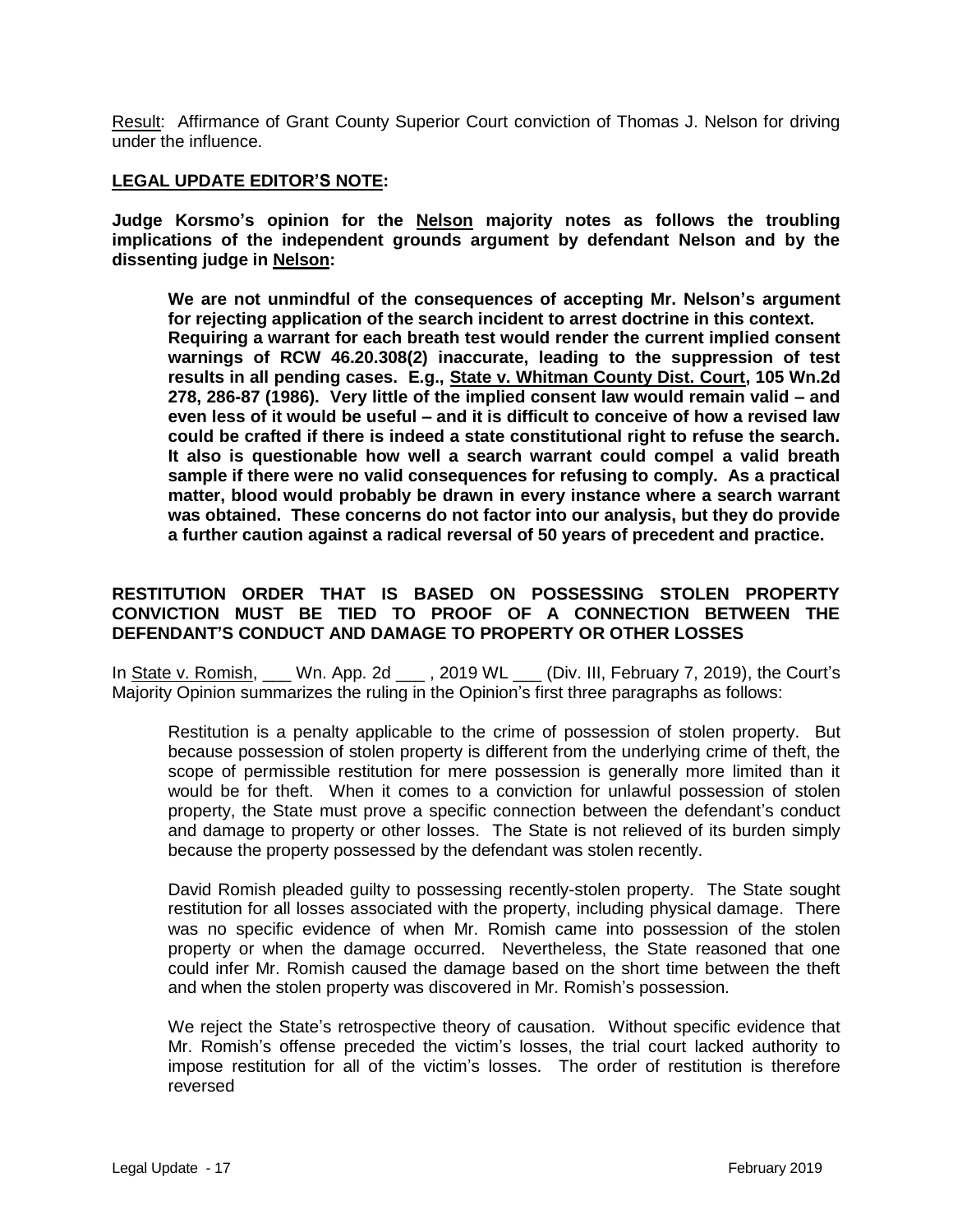<u>Result</u>: Affirmance of Grant County Superior Court conviction of Thomas J. Nelson for driving under the influence.

**<u>LEGAL UPDATE EDITOR'S NOTE</u>:**

**Judge Korsmo's opinion for the <u>Nelson</u> majority notes as follows the troubling implications of the independent grounds argument by defendant Nelson and by the dissenting judge in <u>Nelson</u>:**

> **We are not unmindful of the consequences of accepting Mr. Nelson's argument for rejecting application of the search incident to arrest doctrine in this context. Requiring a warrant for each breath test would render the current implied consent warnings of RCW 46.20.308(2) inaccurate, leading to the suppression of test results in all pending cases. E.g., <u>State v. Whitman County Dist. Court</u>, 105 Wn.2d 278, 286-87 (1986). Very little of the implied consent law would remain valid – and even less of it would be useful – and it is difficult to conceive of how a revised law could be crafted if there is indeed a state constitutional right to refuse the search. It also is questionable how well a search warrant could compel a valid breath sample if there were no valid consequences for refusing to comply. As a practical matter, blood would probably be drawn in every instance where a search warrant was obtained. These concerns do not factor into our analysis, but they do provide a further caution against a radical reversal of 50 years of precedent and practice.**

**RESTITUTION ORDER THAT IS BASED ON POSSESSING STOLEN PROPERTY CONVICTION MUST BE TIED TO PROOF OF A CONNECTION BETWEEN THE DEFENDANT'S CONDUCT AND DAMAGE TO PROPERTY OR OTHER LOSSES**

In <u>State v. Romish</u>, ___ Wn. App. 2d ___ , 2019 WL ___ (Div. III, February 7, 2019), the Court's Majority Opinion summarizes the ruling in the Opinion's first three paragraphs as follows:

> Restitution is a penalty applicable to the crime of possession of stolen property. But because possession of stolen property is different from the underlying crime of theft, the scope of permissible restitution for mere possession is generally more limited than it would be for theft. When it comes to a conviction for unlawful possession of stolen property, the State must prove a specific connection between the defendant's conduct and damage to property or other losses. The State is not relieved of its burden simply because the property possessed by the defendant was stolen recently.
>
> David Romish pleaded guilty to possessing recently-stolen property. The State sought restitution for all losses associated with the property, including physical damage. There was no specific evidence of when Mr. Romish came into possession of the stolen property or when the damage occurred. Nevertheless, the State reasoned that one could infer Mr. Romish caused the damage based on the short time between the theft and when the stolen property was discovered in Mr. Romish's possession.
>
> We reject the State's retrospective theory of causation. Without specific evidence that Mr. Romish's offense preceded the victim's losses, the trial court lacked authority to impose restitution for all of the victim's losses. The order of restitution is therefore reversed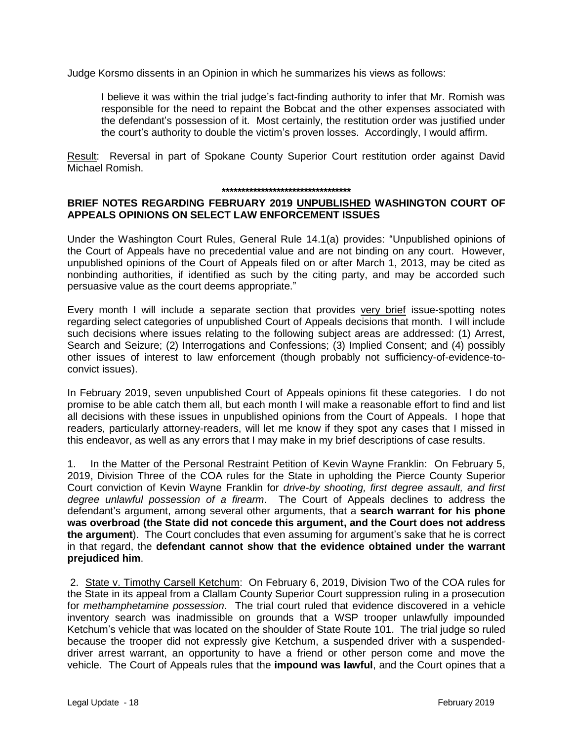Judge Korsmo dissents in an Opinion in which he summarizes his views as follows:

> I believe it was within the trial judge's fact-finding authority to infer that Mr. Romish was responsible for the need to repaint the Bobcat and the other expenses associated with the defendant's possession of it. Most certainly, the restitution order was justified under the court's authority to double the victim's proven losses. Accordingly, I would affirm.

Result: Reversal in part of Spokane County Superior Court restitution order against David Michael Romish.

**********************************

## BRIEF NOTES REGARDING FEBRUARY 2019 UNPUBLISHED WASHINGTON COURT OF APPEALS OPINIONS ON SELECT LAW ENFORCEMENT ISSUES

Under the Washington Court Rules, General Rule 14.1(a) provides: "Unpublished opinions of the Court of Appeals have no precedential value and are not binding on any court. However, unpublished opinions of the Court of Appeals filed on or after March 1, 2013, may be cited as nonbinding authorities, if identified as such by the citing party, and may be accorded such persuasive value as the court deems appropriate."

Every month I will include a separate section that provides very brief issue-spotting notes regarding select categories of unpublished Court of Appeals decisions that month. I will include such decisions where issues relating to the following subject areas are addressed: (1) Arrest, Search and Seizure; (2) Interrogations and Confessions; (3) Implied Consent; and (4) possibly other issues of interest to law enforcement (though probably not sufficiency-of-evidence-to-convict issues).

In February 2019, seven unpublished Court of Appeals opinions fit these categories. I do not promise to be able catch them all, but each month I will make a reasonable effort to find and list all decisions with these issues in unpublished opinions from the Court of Appeals. I hope that readers, particularly attorney-readers, will let me know if they spot any cases that I missed in this endeavor, as well as any errors that I may make in my brief descriptions of case results.

1. In the Matter of the Personal Restraint Petition of Kevin Wayne Franklin: On February 5, 2019, Division Three of the COA rules for the State in upholding the Pierce County Superior Court conviction of Kevin Wayne Franklin for *drive-by shooting, first degree assault, and first degree unlawful possession of a firearm*. The Court of Appeals declines to address the defendant's argument, among several other arguments, that a **search warrant for his phone was overbroad (the State did not concede this argument, and the Court does not address the argument**). The Court concludes that even assuming for argument's sake that he is correct in that regard, the **defendant cannot show that the evidence obtained under the warrant prejudiced him**.

2. State v. Timothy Carsell Ketchum: On February 6, 2019, Division Two of the COA rules for the State in its appeal from a Clallam County Superior Court suppression ruling in a prosecution for *methamphetamine possession*. The trial court ruled that evidence discovered in a vehicle inventory search was inadmissible on grounds that a WSP trooper unlawfully impounded Ketchum's vehicle that was located on the shoulder of State Route 101. The trial judge so ruled because the trooper did not expressly give Ketchum, a suspended driver with a suspended-driver arrest warrant, an opportunity to have a friend or other person come and move the vehicle. The Court of Appeals rules that the **impound was lawful**, and the Court opines that a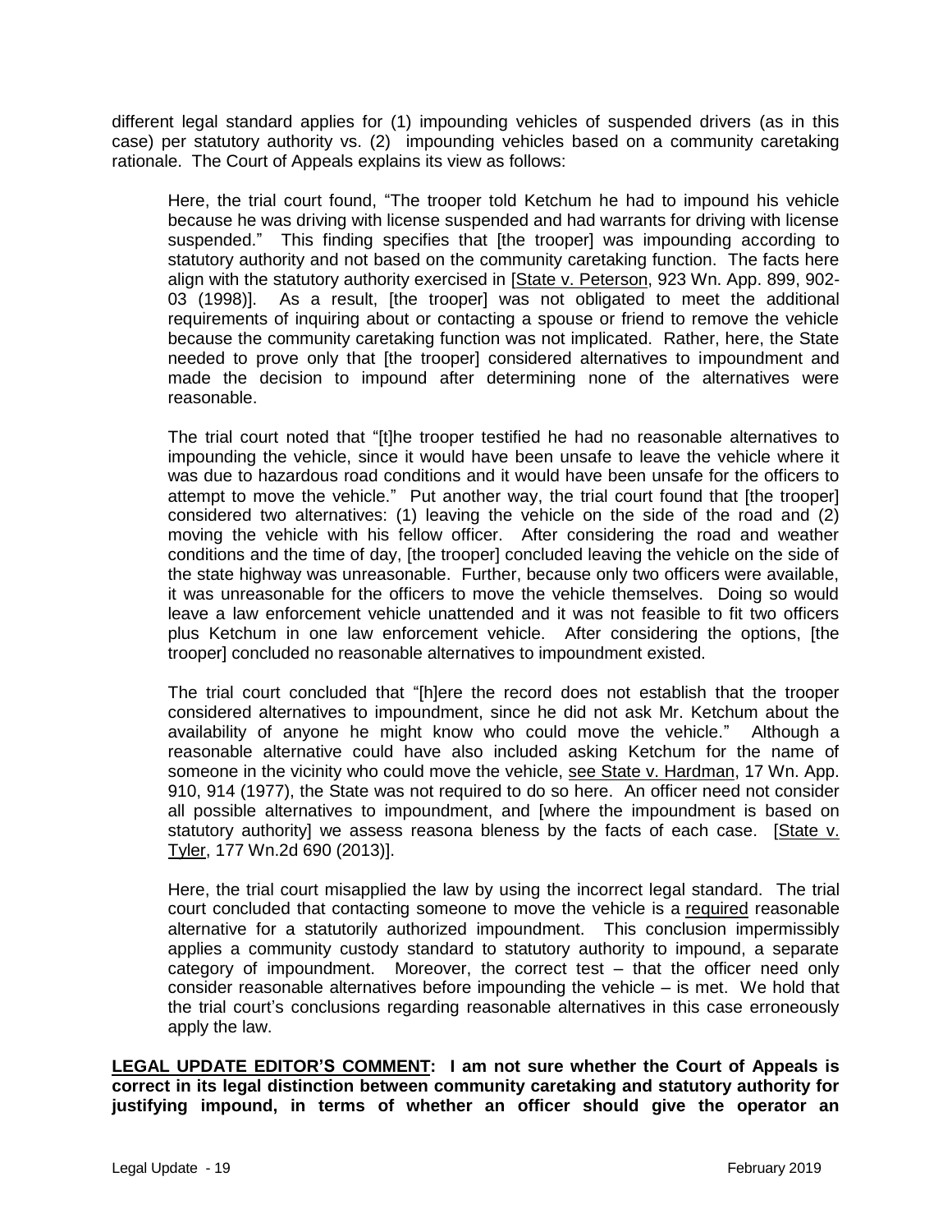different legal standard applies for (1) impounding vehicles of suspended drivers (as in this case) per statutory authority vs. (2) impounding vehicles based on a community caretaking rationale. The Court of Appeals explains its view as follows:

> Here, the trial court found, "The trooper told Ketchum he had to impound his vehicle because he was driving with license suspended and had warrants for driving with license suspended." This finding specifies that [the trooper] was impounding according to statutory authority and not based on the community caretaking function. The facts here align with the statutory authority exercised in [State v. Peterson, 923 Wn. App. 899, 902-03 (1998)]. As a result, [the trooper] was not obligated to meet the additional requirements of inquiring about or contacting a spouse or friend to remove the vehicle because the community caretaking function was not implicated. Rather, here, the State needed to prove only that [the trooper] considered alternatives to impoundment and made the decision to impound after determining none of the alternatives were reasonable.
>
> The trial court noted that "[t]he trooper testified he had no reasonable alternatives to impounding the vehicle, since it would have been unsafe to leave the vehicle where it was due to hazardous road conditions and it would have been unsafe for the officers to attempt to move the vehicle." Put another way, the trial court found that [the trooper] considered two alternatives: (1) leaving the vehicle on the side of the road and (2) moving the vehicle with his fellow officer. After considering the road and weather conditions and the time of day, [the trooper] concluded leaving the vehicle on the side of the state highway was unreasonable. Further, because only two officers were available, it was unreasonable for the officers to move the vehicle themselves. Doing so would leave a law enforcement vehicle unattended and it was not feasible to fit two officers plus Ketchum in one law enforcement vehicle. After considering the options, [the trooper] concluded no reasonable alternatives to impoundment existed.
>
> The trial court concluded that "[h]ere the record does not establish that the trooper considered alternatives to impoundment, since he did not ask Mr. Ketchum about the availability of anyone he might know who could move the vehicle." Although a reasonable alternative could have also included asking Ketchum for the name of someone in the vicinity who could move the vehicle, see State v. Hardman, 17 Wn. App. 910, 914 (1977), the State was not required to do so here. An officer need not consider all possible alternatives to impoundment, and [where the impoundment is based on statutory authority] we assess reasona bleness by the facts of each case. [State v. Tyler, 177 Wn.2d 690 (2013)].
>
> Here, the trial court misapplied the law by using the incorrect legal standard. The trial court concluded that contacting someone to move the vehicle is a required reasonable alternative for a statutorily authorized impoundment. This conclusion impermissibly applies a community custody standard to statutory authority to impound, a separate category of impoundment. Moreover, the correct test – that the officer need only consider reasonable alternatives before impounding the vehicle – is met. We hold that the trial court's conclusions regarding reasonable alternatives in this case erroneously apply the law.

**LEGAL UPDATE EDITOR'S COMMENT: I am not sure whether the Court of Appeals is correct in its legal distinction between community caretaking and statutory authority for justifying impound, in terms of whether an officer should give the operator an**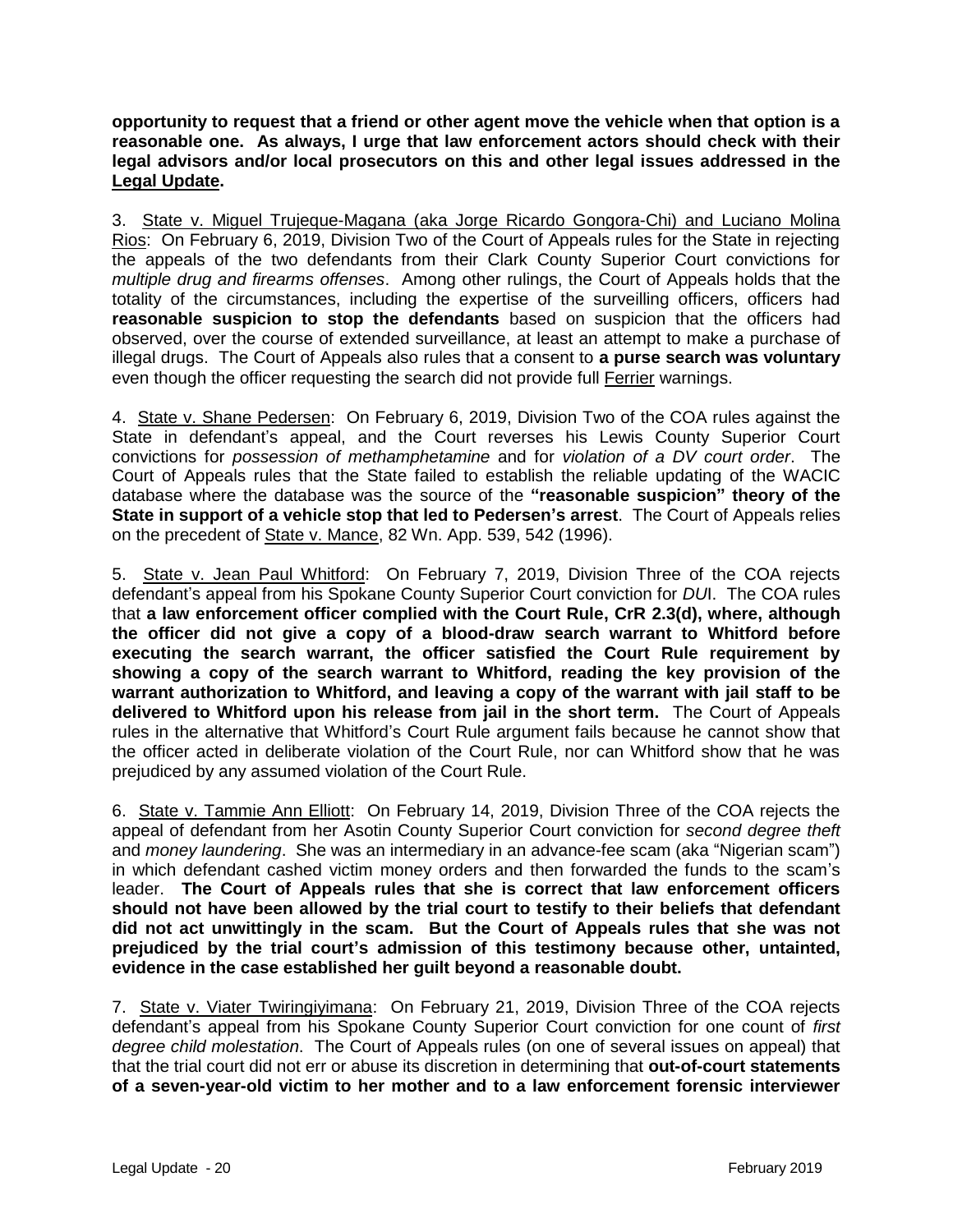**opportunity to request that a friend or other agent move the vehicle when that option is a reasonable one. As always, I urge that law enforcement actors should check with their legal advisors and/or local prosecutors on this and other legal issues addressed in the Legal Update.**

3. State v. Miguel Trujeque-Magana (aka Jorge Ricardo Gongora-Chi) and Luciano Molina Rios: On February 6, 2019, Division Two of the Court of Appeals rules for the State in rejecting the appeals of the two defendants from their Clark County Superior Court convictions for *multiple drug and firearms offenses*. Among other rulings, the Court of Appeals holds that the totality of the circumstances, including the expertise of the surveilling officers, officers had **reasonable suspicion to stop the defendants** based on suspicion that the officers had observed, over the course of extended surveillance, at least an attempt to make a purchase of illegal drugs. The Court of Appeals also rules that a consent to **a purse search was voluntary** even though the officer requesting the search did not provide full Ferrier warnings.

4. State v. Shane Pedersen: On February 6, 2019, Division Two of the COA rules against the State in defendant's appeal, and the Court reverses his Lewis County Superior Court convictions for *possession of methamphetamine* and for *violation of a DV court order*. The Court of Appeals rules that the State failed to establish the reliable updating of the WACIC database where the database was the source of the **"reasonable suspicion" theory of the State in support of a vehicle stop that led to Pedersen's arrest**. The Court of Appeals relies on the precedent of State v. Mance, 82 Wn. App. 539, 542 (1996).

5. State v. Jean Paul Whitford: On February 7, 2019, Division Three of the COA rejects defendant's appeal from his Spokane County Superior Court conviction for *DU*I. The COA rules that **a law enforcement officer complied with the Court Rule, CrR 2.3(d), where, although the officer did not give a copy of a blood-draw search warrant to Whitford before executing the search warrant, the officer satisfied the Court Rule requirement by showing a copy of the search warrant to Whitford, reading the key provision of the warrant authorization to Whitford, and leaving a copy of the warrant with jail staff to be delivered to Whitford upon his release from jail in the short term.** The Court of Appeals rules in the alternative that Whitford's Court Rule argument fails because he cannot show that the officer acted in deliberate violation of the Court Rule, nor can Whitford show that he was prejudiced by any assumed violation of the Court Rule.

6. State v. Tammie Ann Elliott: On February 14, 2019, Division Three of the COA rejects the appeal of defendant from her Asotin County Superior Court conviction for *second degree theft* and *money laundering*. She was an intermediary in an advance-fee scam (aka "Nigerian scam") in which defendant cashed victim money orders and then forwarded the funds to the scam's leader. **The Court of Appeals rules that she is correct that law enforcement officers should not have been allowed by the trial court to testify to their beliefs that defendant did not act unwittingly in the scam. But the Court of Appeals rules that she was not prejudiced by the trial court's admission of this testimony because other, untainted, evidence in the case established her guilt beyond a reasonable doubt.**

7. State v. Viater Twiringiyimana: On February 21, 2019, Division Three of the COA rejects defendant's appeal from his Spokane County Superior Court conviction for one count of *first degree child molestation*. The Court of Appeals rules (on one of several issues on appeal) that that the trial court did not err or abuse its discretion in determining that **out-of-court statements of a seven-year-old victim to her mother and to a law enforcement forensic interviewer**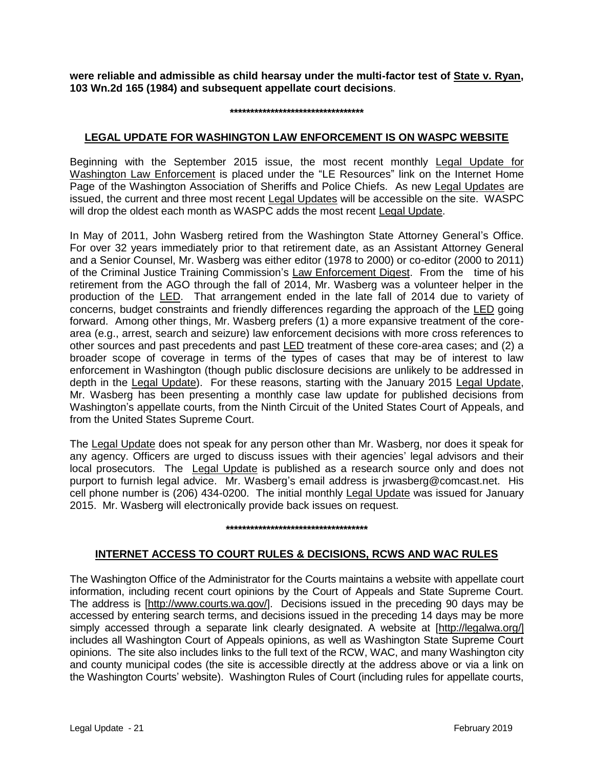**were reliable and admissible as child hearsay under the multi-factor test of State v. Ryan, 103 Wn.2d 165 (1984) and subsequent appellate court decisions**.

**********************************

## LEGAL UPDATE FOR WASHINGTON LAW ENFORCEMENT IS ON WASPC WEBSITE

Beginning with the September 2015 issue, the most recent monthly Legal Update for Washington Law Enforcement is placed under the "LE Resources" link on the Internet Home Page of the Washington Association of Sheriffs and Police Chiefs. As new Legal Updates are issued, the current and three most recent Legal Updates will be accessible on the site. WASPC will drop the oldest each month as WASPC adds the most recent Legal Update.

In May of 2011, John Wasberg retired from the Washington State Attorney General's Office. For over 32 years immediately prior to that retirement date, as an Assistant Attorney General and a Senior Counsel, Mr. Wasberg was either editor (1978 to 2000) or co-editor (2000 to 2011) of the Criminal Justice Training Commission's Law Enforcement Digest. From the time of his retirement from the AGO through the fall of 2014, Mr. Wasberg was a volunteer helper in the production of the LED. That arrangement ended in the late fall of 2014 due to variety of concerns, budget constraints and friendly differences regarding the approach of the LED going forward. Among other things, Mr. Wasberg prefers (1) a more expansive treatment of the core-area (e.g., arrest, search and seizure) law enforcement decisions with more cross references to other sources and past precedents and past LED treatment of these core-area cases; and (2) a broader scope of coverage in terms of the types of cases that may be of interest to law enforcement in Washington (though public disclosure decisions are unlikely to be addressed in depth in the Legal Update). For these reasons, starting with the January 2015 Legal Update, Mr. Wasberg has been presenting a monthly case law update for published decisions from Washington's appellate courts, from the Ninth Circuit of the United States Court of Appeals, and from the United States Supreme Court.

The Legal Update does not speak for any person other than Mr. Wasberg, nor does it speak for any agency. Officers are urged to discuss issues with their agencies' legal advisors and their local prosecutors. The Legal Update is published as a research source only and does not purport to furnish legal advice. Mr. Wasberg's email address is jrwasberg@comcast.net. His cell phone number is (206) 434-0200. The initial monthly Legal Update was issued for January 2015. Mr. Wasberg will electronically provide back issues on request.

************************************

## INTERNET ACCESS TO COURT RULES & DECISIONS, RCWS AND WAC RULES

The Washington Office of the Administrator for the Courts maintains a website with appellate court information, including recent court opinions by the Court of Appeals and State Supreme Court. The address is [http://www.courts.wa.gov/]. Decisions issued in the preceding 90 days may be accessed by entering search terms, and decisions issued in the preceding 14 days may be more simply accessed through a separate link clearly designated. A website at [http://legalwa.org/] includes all Washington Court of Appeals opinions, as well as Washington State Supreme Court opinions. The site also includes links to the full text of the RCW, WAC, and many Washington city and county municipal codes (the site is accessible directly at the address above or via a link on the Washington Courts' website). Washington Rules of Court (including rules for appellate courts,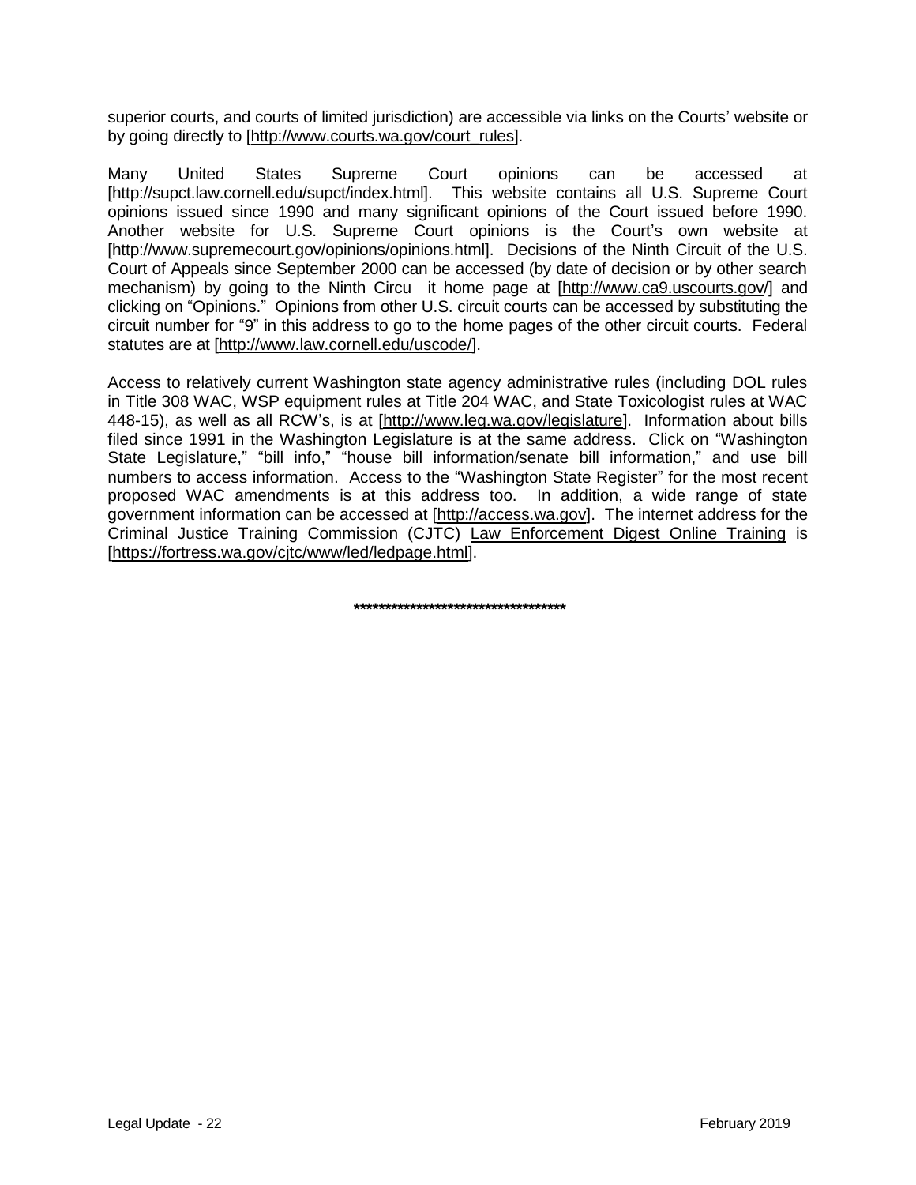superior courts, and courts of limited jurisdiction) are accessible via links on the Courts' website or by going directly to [http://www.courts.wa.gov/court_rules].

Many United States Supreme Court opinions can be accessed at [http://supct.law.cornell.edu/supct/index.html]. This website contains all U.S. Supreme Court opinions issued since 1990 and many significant opinions of the Court issued before 1990. Another website for U.S. Supreme Court opinions is the Court's own website at [http://www.supremecourt.gov/opinions/opinions.html]. Decisions of the Ninth Circuit of the U.S. Court of Appeals since September 2000 can be accessed (by date of decision or by other search mechanism) by going to the Ninth Circu it home page at [http://www.ca9.uscourts.gov/] and clicking on "Opinions." Opinions from other U.S. circuit courts can be accessed by substituting the circuit number for "9" in this address to go to the home pages of the other circuit courts. Federal statutes are at [http://www.law.cornell.edu/uscode/].

Access to relatively current Washington state agency administrative rules (including DOL rules in Title 308 WAC, WSP equipment rules at Title 204 WAC, and State Toxicologist rules at WAC 448-15), as well as all RCW's, is at [http://www.leg.wa.gov/legislature]. Information about bills filed since 1991 in the Washington Legislature is at the same address. Click on "Washington State Legislature," "bill info," "house bill information/senate bill information," and use bill numbers to access information. Access to the "Washington State Register" for the most recent proposed WAC amendments is at this address too. In addition, a wide range of state government information can be accessed at [http://access.wa.gov]. The internet address for the Criminal Justice Training Commission (CJTC) Law Enforcement Digest Online Training is [https://fortress.wa.gov/cjtc/www/led/ledpage.html].

**********************************